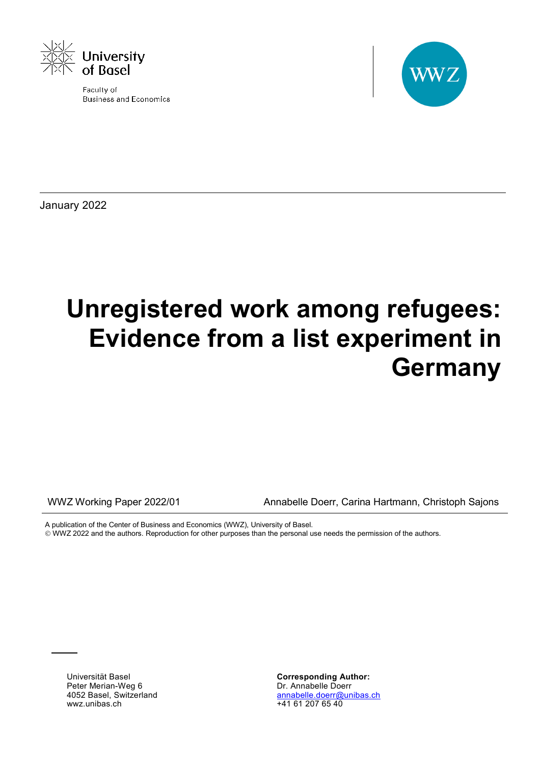University of Basel

Faculty of Business and Economics

WWZ

January 2022

# Unregistered work among refugees: Evidence from a list experiment in Germany

WWZ Working Paper 2022/01

Annabelle Doerr, Carina Hartmann, Christoph Sajons

A publication of the Center of Business and Economics (WWZ), University of Basel.

© WWZ 2022 and the authors. Reproduction for other purposes than the personal use needs the permission of the authors.

Universität Basel
Peter Merian-Weg 6
4052 Basel, Switzerland
wwz.unibas.ch

**Corresponding Author:**
Dr. Annabelle Doerr
annabelle.doerr@unibas.ch
+41 61 207 65 40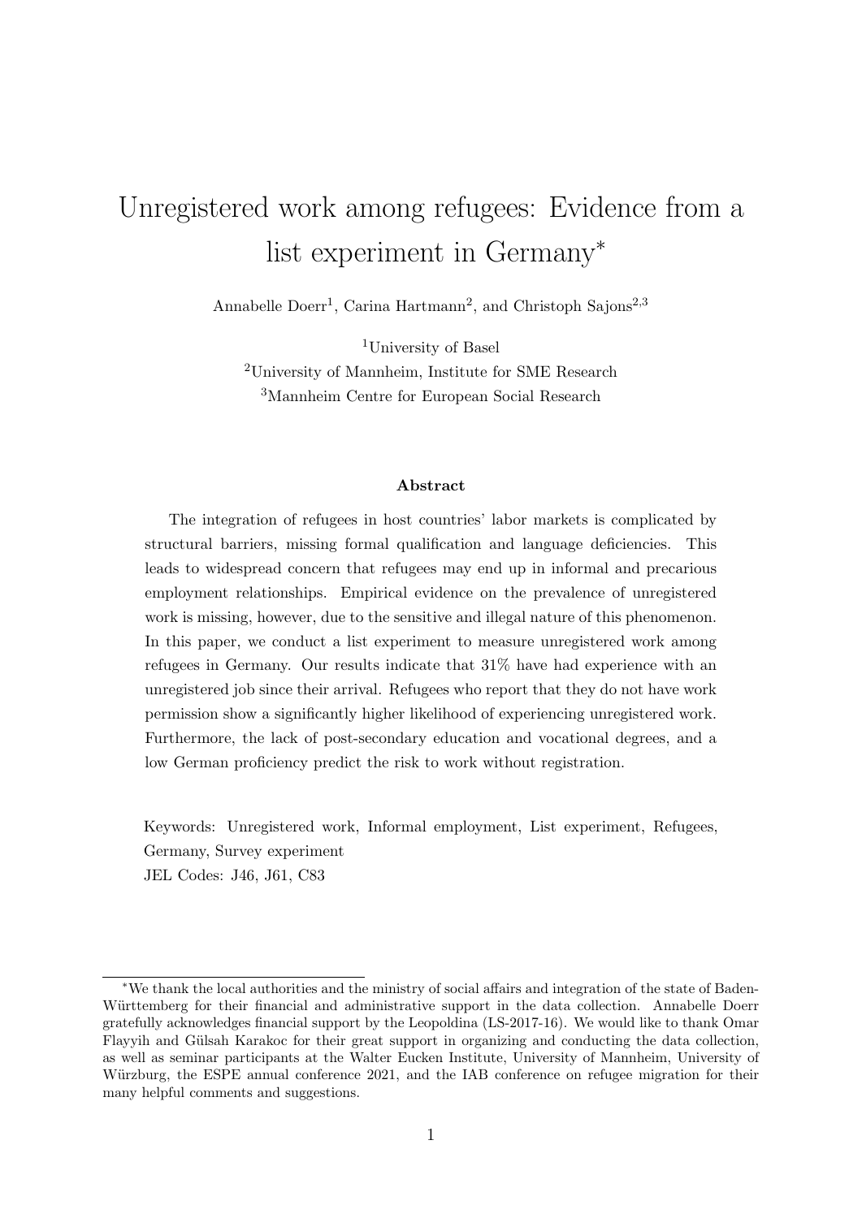# Unregistered work among refugees: Evidence from a list experiment in Germany*

Annabelle Doerr[1], Carina Hartmann[2], and Christoph Sajons[2,3]

[1]University of Basel

[2]University of Mannheim, Institute for SME Research

[3]Mannheim Centre for European Social Research

### Abstract

The integration of refugees in host countries' labor markets is complicated by structural barriers, missing formal qualification and language deficiencies. This leads to widespread concern that refugees may end up in informal and precarious employment relationships. Empirical evidence on the prevalence of unregistered work is missing, however, due to the sensitive and illegal nature of this phenomenon. In this paper, we conduct a list experiment to measure unregistered work among refugees in Germany. Our results indicate that 31% have had experience with an unregistered job since their arrival. Refugees who report that they do not have work permission show a significantly higher likelihood of experiencing unregistered work. Furthermore, the lack of post-secondary education and vocational degrees, and a low German proficiency predict the risk to work without registration.

Keywords: Unregistered work, Informal employment, List experiment, Refugees, Germany, Survey experiment

JEL Codes: J46, J61, C83

*We thank the local authorities and the ministry of social affairs and integration of the state of Baden-Württemberg for their financial and administrative support in the data collection. Annabelle Doerr gratefully acknowledges financial support by the Leopoldina (LS-2017-16). We would like to thank Omar Flayyih and Gülsah Karakoc for their great support in organizing and conducting the data collection, as well as seminar participants at the Walter Eucken Institute, University of Mannheim, University of Würzburg, the ESPE annual conference 2021, and the IAB conference on refugee migration for their many helpful comments and suggestions.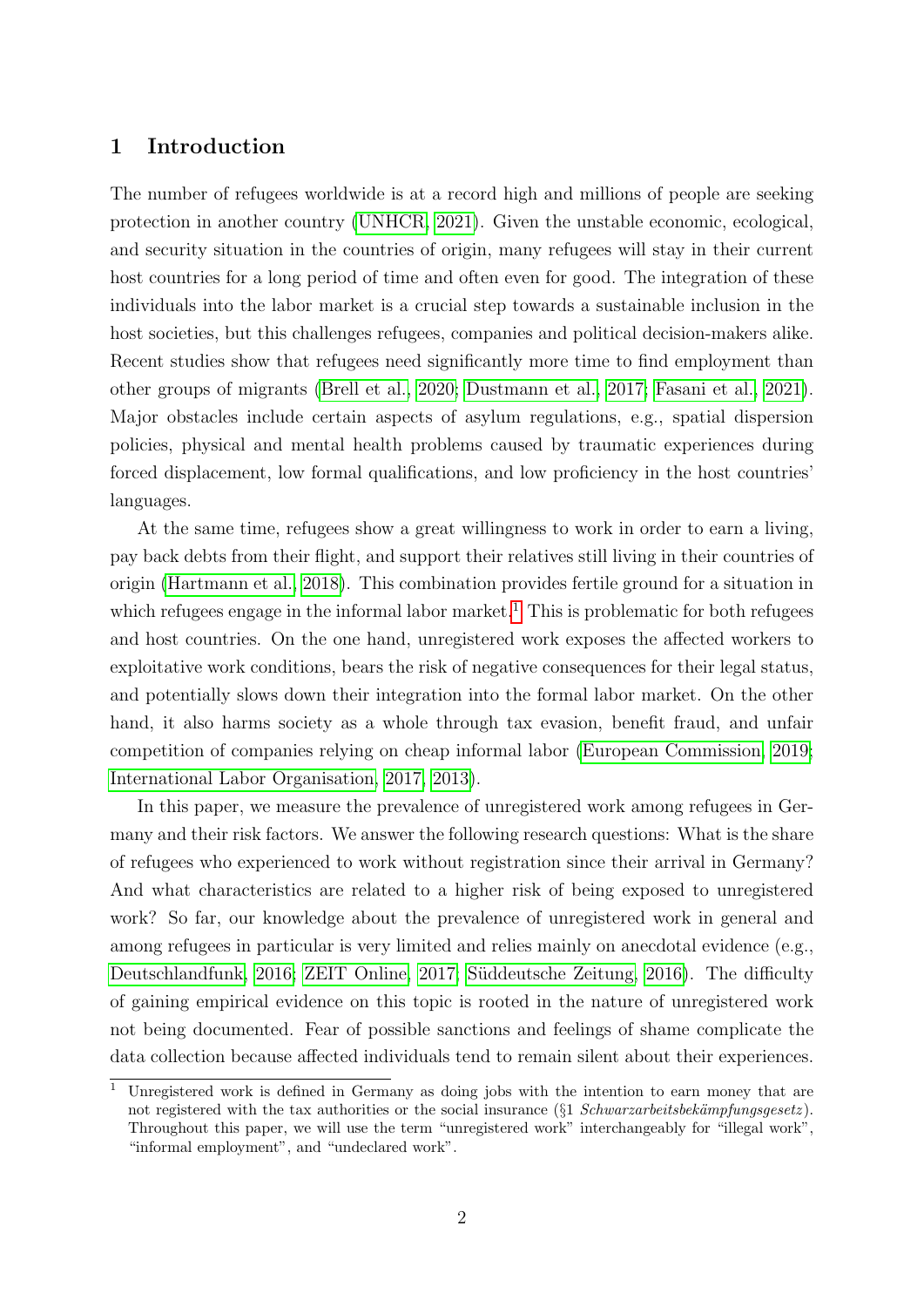## 1 Introduction

The number of refugees worldwide is at a record high and millions of people are seeking protection in another country (UNHCR, 2021). Given the unstable economic, ecological, and security situation in the countries of origin, many refugees will stay in their current host countries for a long period of time and often even for good. The integration of these individuals into the labor market is a crucial step towards a sustainable inclusion in the host societies, but this challenges refugees, companies and political decision-makers alike. Recent studies show that refugees need significantly more time to find employment than other groups of migrants (Brell et al., 2020; Dustmann et al., 2017; Fasani et al., 2021). Major obstacles include certain aspects of asylum regulations, e.g., spatial dispersion policies, physical and mental health problems caused by traumatic experiences during forced displacement, low formal qualifications, and low proficiency in the host countries' languages.

At the same time, refugees show a great willingness to work in order to earn a living, pay back debts from their flight, and support their relatives still living in their countries of origin (Hartmann et al., 2018). This combination provides fertile ground for a situation in which refugees engage in the informal labor market.[1] This is problematic for both refugees and host countries. On the one hand, unregistered work exposes the affected workers to exploitative work conditions, bears the risk of negative consequences for their legal status, and potentially slows down their integration into the formal labor market. On the other hand, it also harms society as a whole through tax evasion, benefit fraud, and unfair competition of companies relying on cheap informal labor (European Commission, 2019; International Labor Organisation, 2017, 2013).

In this paper, we measure the prevalence of unregistered work among refugees in Germany and their risk factors. We answer the following research questions: What is the share of refugees who experienced to work without registration since their arrival in Germany? And what characteristics are related to a higher risk of being exposed to unregistered work? So far, our knowledge about the prevalence of unregistered work in general and among refugees in particular is very limited and relies mainly on anecdotal evidence (e.g., Deutschlandfunk, 2016; ZEIT Online, 2017; Süddeutsche Zeitung, 2016). The difficulty of gaining empirical evidence on this topic is rooted in the nature of unregistered work not being documented. Fear of possible sanctions and feelings of shame complicate the data collection because affected individuals tend to remain silent about their experiences.

[1] Unregistered work is defined in Germany as doing jobs with the intention to earn money that are not registered with the tax authorities or the social insurance (§1 *Schwarzarbeitsbekämpfungsgesetz*). Throughout this paper, we will use the term "unregistered work" interchangeably for "illegal work", "informal employment", and "undeclared work".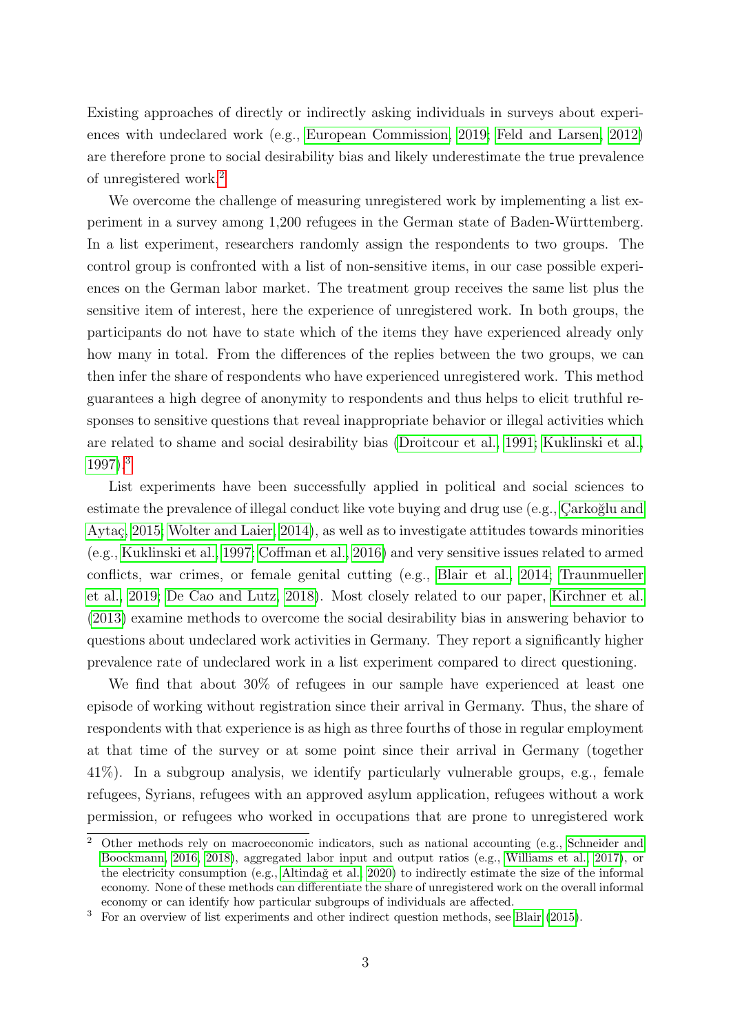Existing approaches of directly or indirectly asking individuals in surveys about experiences with undeclared work (e.g., European Commission, 2019; Feld and Larsen, 2012) are therefore prone to social desirability bias and likely underestimate the true prevalence of unregistered work.[2]

We overcome the challenge of measuring unregistered work by implementing a list experiment in a survey among 1,200 refugees in the German state of Baden-Württemberg. In a list experiment, researchers randomly assign the respondents to two groups. The control group is confronted with a list of non-sensitive items, in our case possible experiences on the German labor market. The treatment group receives the same list plus the sensitive item of interest, here the experience of unregistered work. In both groups, the participants do not have to state which of the items they have experienced already only how many in total. From the differences of the replies between the two groups, we can then infer the share of respondents who have experienced unregistered work. This method guarantees a high degree of anonymity to respondents and thus helps to elicit truthful responses to sensitive questions that reveal inappropriate behavior or illegal activities which are related to shame and social desirability bias (Droitcour et al., 1991; Kuklinski et al., 1997).[3]

List experiments have been successfully applied in political and social sciences to estimate the prevalence of illegal conduct like vote buying and drug use (e.g., Çarkoğlu and Aytaç, 2015; Wolter and Laier, 2014), as well as to investigate attitudes towards minorities (e.g., Kuklinski et al., 1997; Coffman et al., 2016) and very sensitive issues related to armed conflicts, war crimes, or female genital cutting (e.g., Blair et al., 2014; Traunmueller et al., 2019; De Cao and Lutz, 2018). Most closely related to our paper, Kirchner et al. (2013) examine methods to overcome the social desirability bias in answering behavior to questions about undeclared work activities in Germany. They report a significantly higher prevalence rate of undeclared work in a list experiment compared to direct questioning.

We find that about 30% of refugees in our sample have experienced at least one episode of working without registration since their arrival in Germany. Thus, the share of respondents with that experience is as high as three fourths of those in regular employment at that time of the survey or at some point since their arrival in Germany (together 41%). In a subgroup analysis, we identify particularly vulnerable groups, e.g., female refugees, Syrians, refugees with an approved asylum application, refugees without a work permission, or refugees who worked in occupations that are prone to unregistered work

[2] Other methods rely on macroeconomic indicators, such as national accounting (e.g., Schneider and Boockmann, 2016, 2018), aggregated labor input and output ratios (e.g., Williams et al., 2017), or the electricity consumption (e.g., Altindağ et al., 2020) to indirectly estimate the size of the informal economy. None of these methods can differentiate the share of unregistered work on the overall informal economy or can identify how particular subgroups of individuals are affected.

[3] For an overview of list experiments and other indirect question methods, see Blair (2015).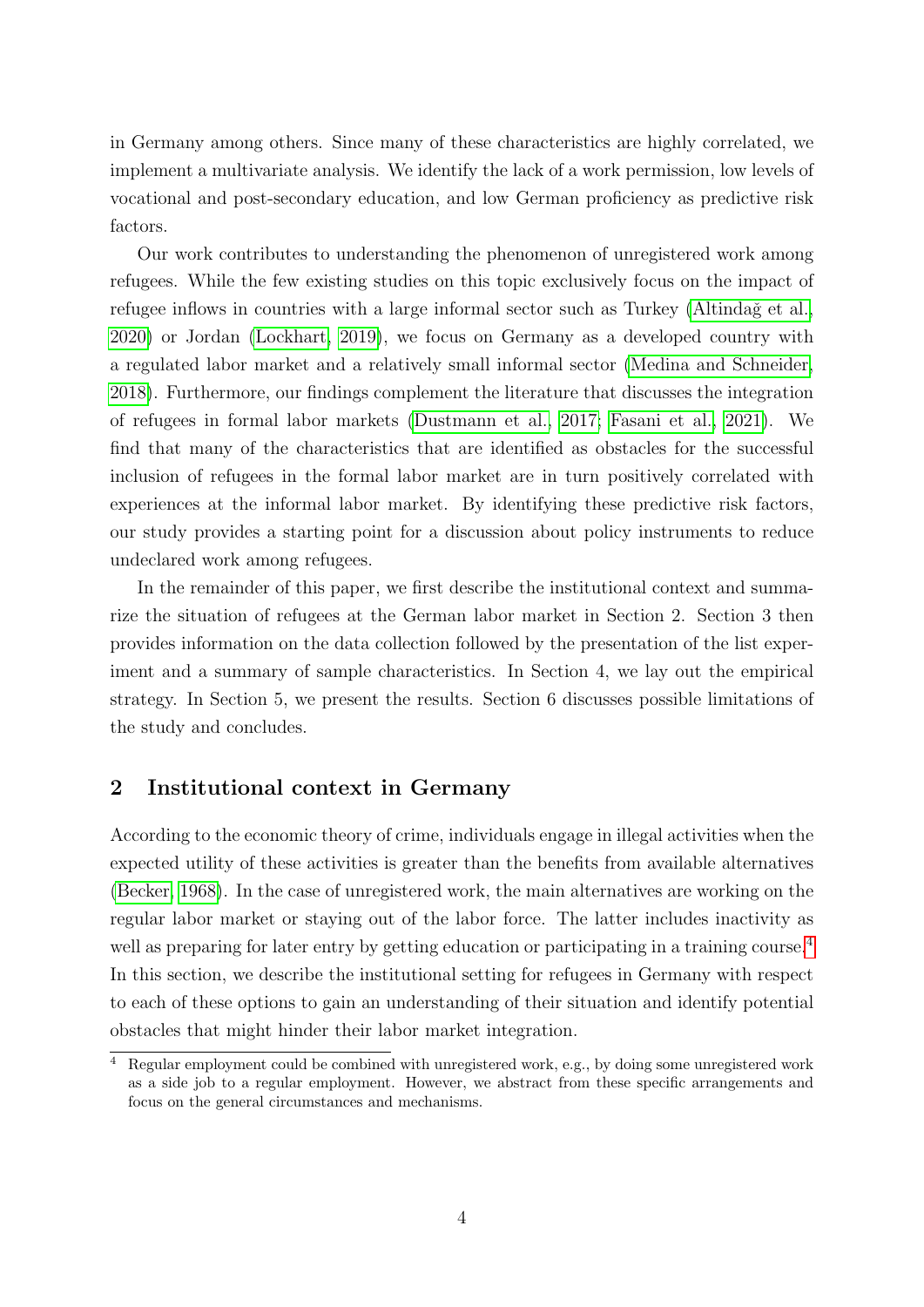in Germany among others. Since many of these characteristics are highly correlated, we implement a multivariate analysis. We identify the lack of a work permission, low levels of vocational and post-secondary education, and low German proficiency as predictive risk factors.

Our work contributes to understanding the phenomenon of unregistered work among refugees. While the few existing studies on this topic exclusively focus on the impact of refugee inflows in countries with a large informal sector such as Turkey (Altindağ et al., 2020) or Jordan (Lockhart, 2019), we focus on Germany as a developed country with a regulated labor market and a relatively small informal sector (Medina and Schneider, 2018). Furthermore, our findings complement the literature that discusses the integration of refugees in formal labor markets (Dustmann et al., 2017; Fasani et al., 2021). We find that many of the characteristics that are identified as obstacles for the successful inclusion of refugees in the formal labor market are in turn positively correlated with experiences at the informal labor market. By identifying these predictive risk factors, our study provides a starting point for a discussion about policy instruments to reduce undeclared work among refugees.

In the remainder of this paper, we first describe the institutional context and summarize the situation of refugees at the German labor market in Section 2. Section 3 then provides information on the data collection followed by the presentation of the list experiment and a summary of sample characteristics. In Section 4, we lay out the empirical strategy. In Section 5, we present the results. Section 6 discusses possible limitations of the study and concludes.

## 2 Institutional context in Germany

According to the economic theory of crime, individuals engage in illegal activities when the expected utility of these activities is greater than the benefits from available alternatives (Becker, 1968). In the case of unregistered work, the main alternatives are working on the regular labor market or staying out of the labor force. The latter includes inactivity as well as preparing for later entry by getting education or participating in a training course.[4] In this section, we describe the institutional setting for refugees in Germany with respect to each of these options to gain an understanding of their situation and identify potential obstacles that might hinder their labor market integration.

[4] Regular employment could be combined with unregistered work, e.g., by doing some unregistered work as a side job to a regular employment. However, we abstract from these specific arrangements and focus on the general circumstances and mechanisms.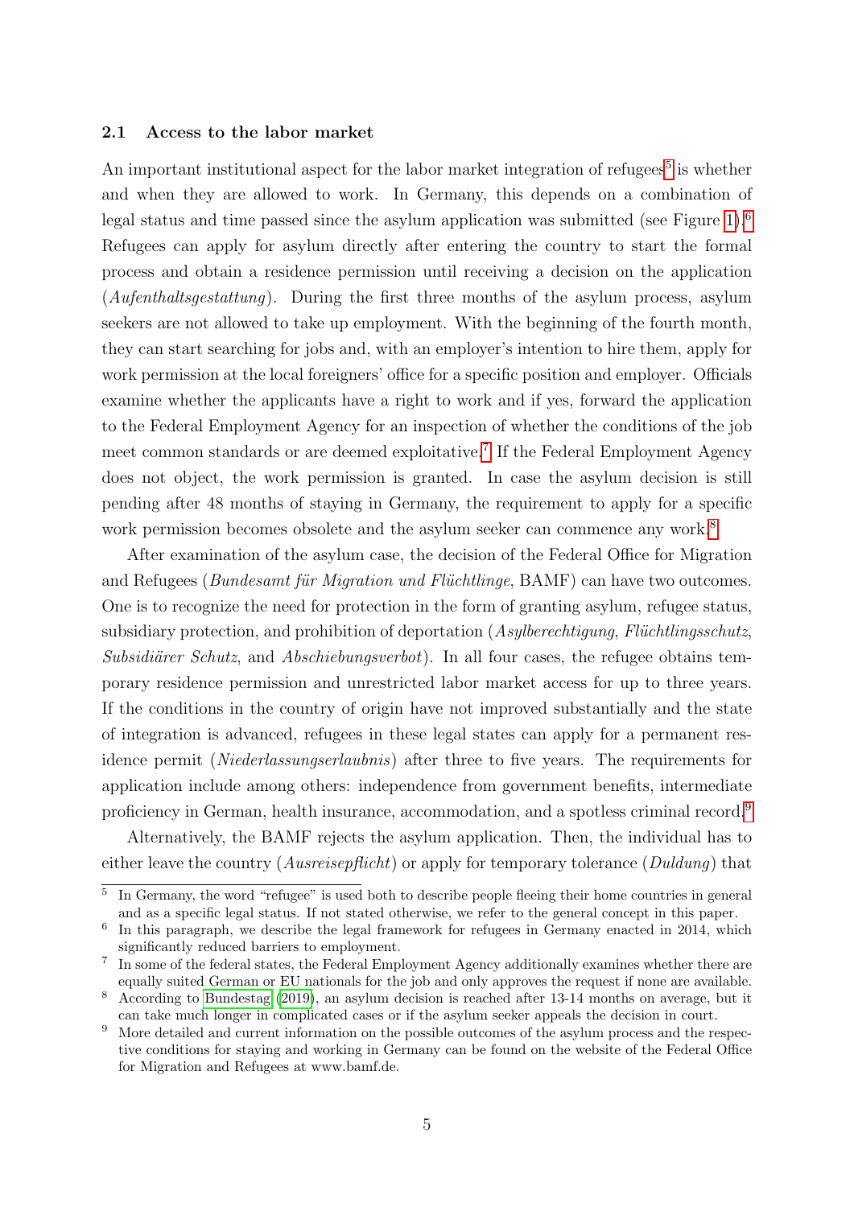### 2.1 Access to the labor market

An important institutional aspect for the labor market integration of refugees[5] is whether and when they are allowed to work. In Germany, this depends on a combination of legal status and time passed since the asylum application was submitted (see Figure 1).[6] Refugees can apply for asylum directly after entering the country to start the formal process and obtain a residence permission until receiving a decision on the application (*Aufenthaltsgestattung*). During the first three months of the asylum process, asylum seekers are not allowed to take up employment. With the beginning of the fourth month, they can start searching for jobs and, with an employer's intention to hire them, apply for work permission at the local foreigners' office for a specific position and employer. Officials examine whether the applicants have a right to work and if yes, forward the application to the Federal Employment Agency for an inspection of whether the conditions of the job meet common standards or are deemed exploitative.[7] If the Federal Employment Agency does not object, the work permission is granted. In case the asylum decision is still pending after 48 months of staying in Germany, the requirement to apply for a specific work permission becomes obsolete and the asylum seeker can commence any work.[8]

After examination of the asylum case, the decision of the Federal Office for Migration and Refugees (*Bundesamt für Migration und Flüchtlinge*, BAMF) can have two outcomes. One is to recognize the need for protection in the form of granting asylum, refugee status, subsidiary protection, and prohibition of deportation (*Asylberechtigung*, *Flüchtlingsschutz*, *Subsidiärer Schutz*, and *Abschiebungsverbot*). In all four cases, the refugee obtains temporary residence permission and unrestricted labor market access for up to three years. If the conditions in the country of origin have not improved substantially and the state of integration is advanced, refugees in these legal states can apply for a permanent residence permit (*Niederlassungserlaubnis*) after three to five years. The requirements for application include among others: independence from government benefits, intermediate proficiency in German, health insurance, accommodation, and a spotless criminal record.[9]

Alternatively, the BAMF rejects the asylum application. Then, the individual has to either leave the country (*Ausreisepflicht*) or apply for temporary tolerance (*Duldung*) that

[5] In Germany, the word "refugee" is used both to describe people fleeing their home countries in general and as a specific legal status. If not stated otherwise, we refer to the general concept in this paper.

[6] In this paragraph, we describe the legal framework for refugees in Germany enacted in 2014, which significantly reduced barriers to employment.

[7] In some of the federal states, the Federal Employment Agency additionally examines whether there are equally suited German or EU nationals for the job and only approves the request if none are available.

[8] According to Bundestag (2019), an asylum decision is reached after 13-14 months on average, but it can take much longer in complicated cases or if the asylum seeker appeals the decision in court.

[9] More detailed and current information on the possible outcomes of the asylum process and the respective conditions for staying and working in Germany can be found on the website of the Federal Office for Migration and Refugees at www.bamf.de.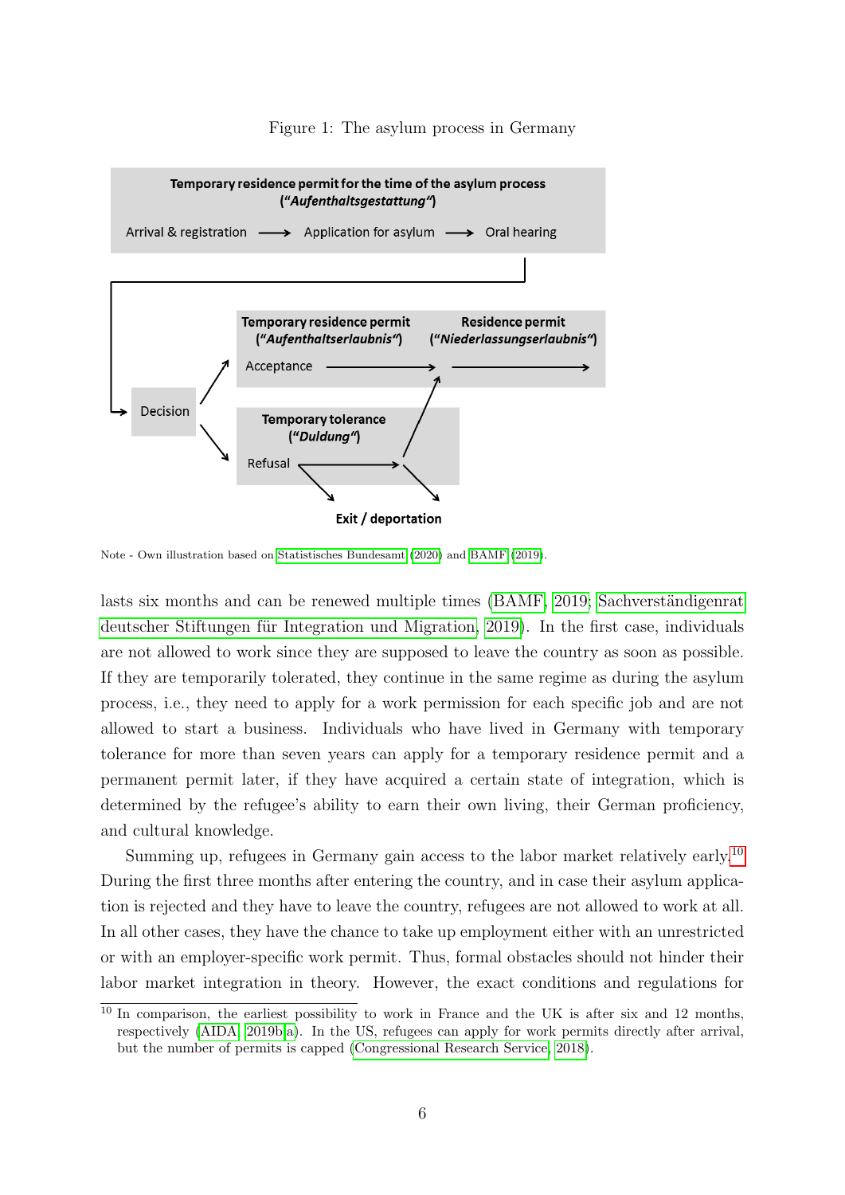Figure 1: The asylum process in Germany

**Temporary residence permit for the time of the asylum process (*"Aufenthaltsgestattung"*)**

Arrival & registration ⟶ Application for asylum ⟶ Oral hearing

Decision

**Temporary residence permit (*"Aufenthaltserlaubnis"*)** — Acceptance ⟶ **Residence permit (*"Niederlassungserlaubnis"*)**

**Temporary tolerance (*"Duldung"*)** — Refusal

**Exit / deportation**

Note - Own illustration based on Statistisches Bundesamt (2020) and BAMF (2019).

lasts six months and can be renewed multiple times (BAMF, 2019; Sachverständigenrat deutscher Stiftungen für Integration und Migration, 2019). In the first case, individuals are not allowed to work since they are supposed to leave the country as soon as possible. If they are temporarily tolerated, they continue in the same regime as during the asylum process, i.e., they need to apply for a work permission for each specific job and are not allowed to start a business. Individuals who have lived in Germany with temporary tolerance for more than seven years can apply for a temporary residence permit and a permanent permit later, if they have acquired a certain state of integration, which is determined by the refugee's ability to earn their own living, their German proficiency, and cultural knowledge.

Summing up, refugees in Germany gain access to the labor market relatively early.[10] During the first three months after entering the country, and in case their asylum application is rejected and they have to leave the country, refugees are not allowed to work at all. In all other cases, they have the chance to take up employment either with an unrestricted or with an employer-specific work permit. Thus, formal obstacles should not hinder their labor market integration in theory. However, the exact conditions and regulations for

[10] In comparison, the earliest possibility to work in France and the UK is after six and 12 months, respectively (AIDA, 2019b,a). In the US, refugees can apply for work permits directly after arrival, but the number of permits is capped (Congressional Research Service, 2018).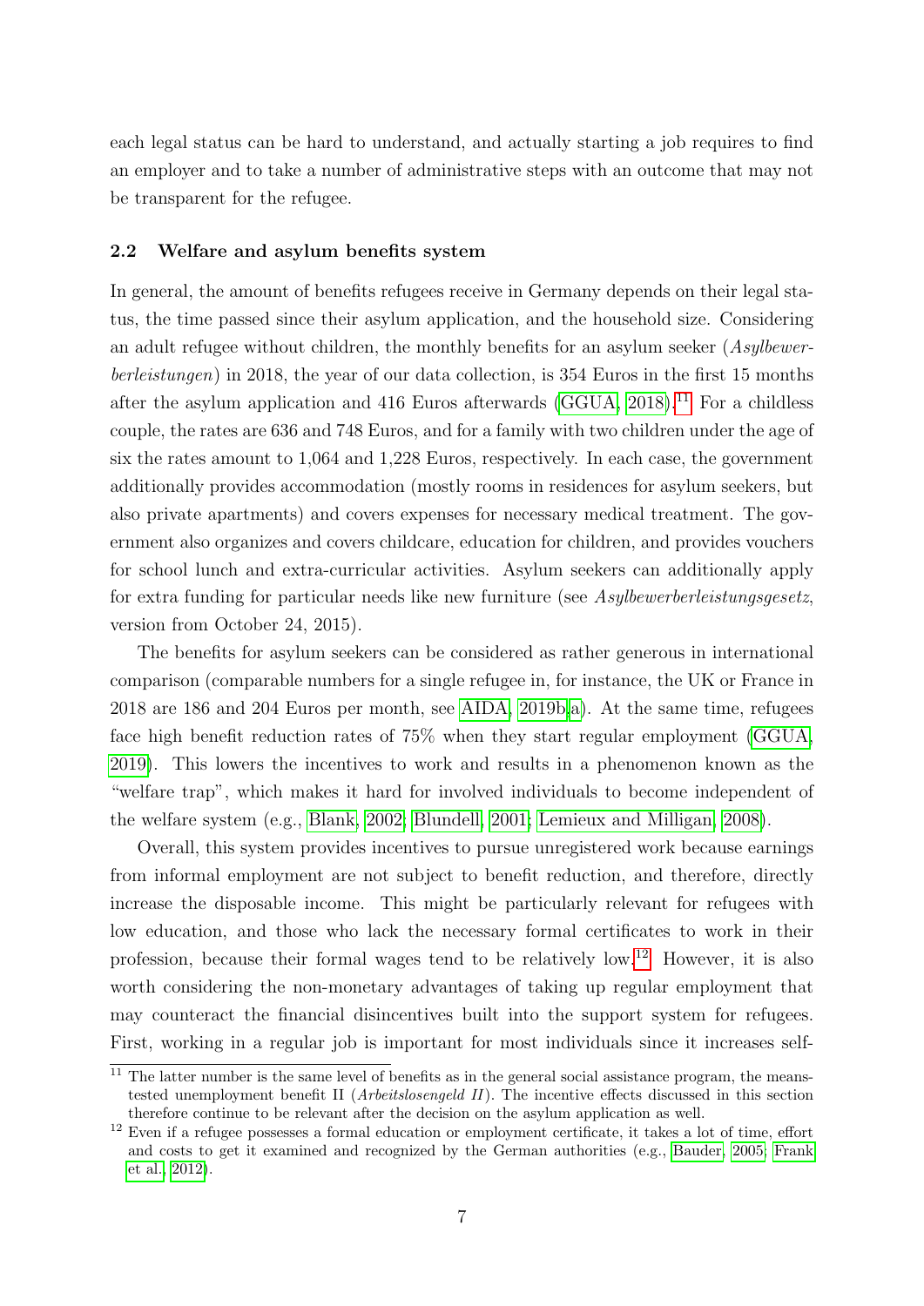each legal status can be hard to understand, and actually starting a job requires to find an employer and to take a number of administrative steps with an outcome that may not be transparent for the refugee.

### 2.2 Welfare and asylum benefits system

In general, the amount of benefits refugees receive in Germany depends on their legal status, the time passed since their asylum application, and the household size. Considering an adult refugee without children, the monthly benefits for an asylum seeker (*Asylbewerberleistungen*) in 2018, the year of our data collection, is 354 Euros in the first 15 months after the asylum application and 416 Euros afterwards (GGUA, 2018).[11] For a childless couple, the rates are 636 and 748 Euros, and for a family with two children under the age of six the rates amount to 1,064 and 1,228 Euros, respectively. In each case, the government additionally provides accommodation (mostly rooms in residences for asylum seekers, but also private apartments) and covers expenses for necessary medical treatment. The government also organizes and covers childcare, education for children, and provides vouchers for school lunch and extra-curricular activities. Asylum seekers can additionally apply for extra funding for particular needs like new furniture (see *Asylbewerberleistungsgesetz*, version from October 24, 2015).

The benefits for asylum seekers can be considered as rather generous in international comparison (comparable numbers for a single refugee in, for instance, the UK or France in 2018 are 186 and 204 Euros per month, see AIDA, 2019b,a). At the same time, refugees face high benefit reduction rates of 75% when they start regular employment (GGUA, 2019). This lowers the incentives to work and results in a phenomenon known as the "welfare trap", which makes it hard for involved individuals to become independent of the welfare system (e.g., Blank, 2002; Blundell, 2001; Lemieux and Milligan, 2008).

Overall, this system provides incentives to pursue unregistered work because earnings from informal employment are not subject to benefit reduction, and therefore, directly increase the disposable income. This might be particularly relevant for refugees with low education, and those who lack the necessary formal certificates to work in their profession, because their formal wages tend to be relatively low.[12] However, it is also worth considering the non-monetary advantages of taking up regular employment that may counteract the financial disincentives built into the support system for refugees. First, working in a regular job is important for most individuals since it increases self-

[11] The latter number is the same level of benefits as in the general social assistance program, the means-tested unemployment benefit II (*Arbeitslosengeld II*). The incentive effects discussed in this section therefore continue to be relevant after the decision on the asylum application as well.

[12] Even if a refugee possesses a formal education or employment certificate, it takes a lot of time, effort and costs to get it examined and recognized by the German authorities (e.g., Bauder, 2005; Frank et al., 2012).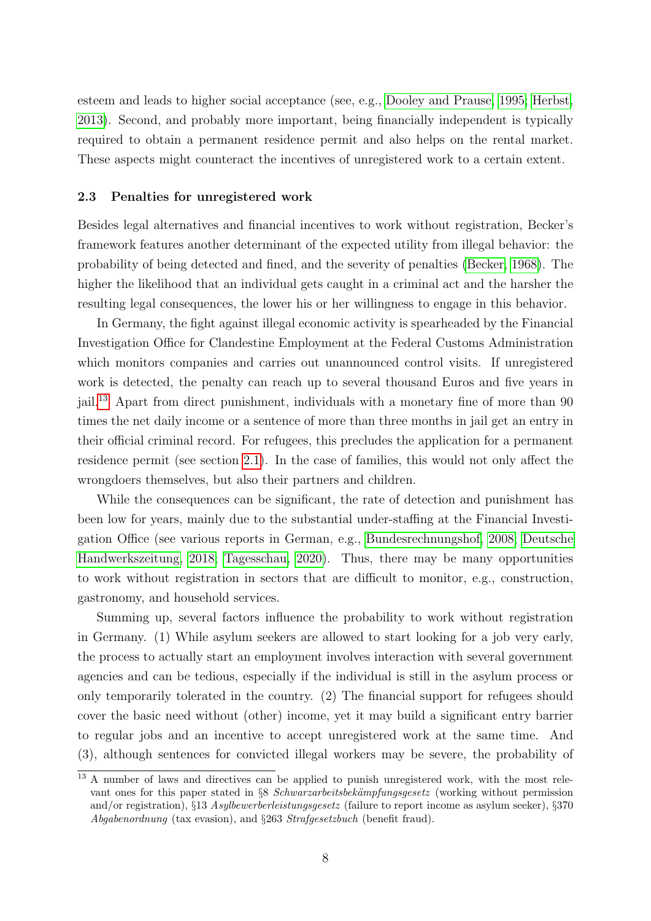esteem and leads to higher social acceptance (see, e.g., Dooley and Prause, 1995; Herbst, 2013). Second, and probably more important, being financially independent is typically required to obtain a permanent residence permit and also helps on the rental market. These aspects might counteract the incentives of unregistered work to a certain extent.

### 2.3 Penalties for unregistered work

Besides legal alternatives and financial incentives to work without registration, Becker's framework features another determinant of the expected utility from illegal behavior: the probability of being detected and fined, and the severity of penalties (Becker, 1968). The higher the likelihood that an individual gets caught in a criminal act and the harsher the resulting legal consequences, the lower his or her willingness to engage in this behavior.

In Germany, the fight against illegal economic activity is spearheaded by the Financial Investigation Office for Clandestine Employment at the Federal Customs Administration which monitors companies and carries out unannounced control visits. If unregistered work is detected, the penalty can reach up to several thousand Euros and five years in jail.[13] Apart from direct punishment, individuals with a monetary fine of more than 90 times the net daily income or a sentence of more than three months in jail get an entry in their official criminal record. For refugees, this precludes the application for a permanent residence permit (see section 2.1). In the case of families, this would not only affect the wrongdoers themselves, but also their partners and children.

While the consequences can be significant, the rate of detection and punishment has been low for years, mainly due to the substantial under-staffing at the Financial Investigation Office (see various reports in German, e.g., Bundesrechnungshof, 2008; Deutsche Handwerkszeitung, 2018; Tagesschau, 2020). Thus, there may be many opportunities to work without registration in sectors that are difficult to monitor, e.g., construction, gastronomy, and household services.

Summing up, several factors influence the probability to work without registration in Germany. (1) While asylum seekers are allowed to start looking for a job very early, the process to actually start an employment involves interaction with several government agencies and can be tedious, especially if the individual is still in the asylum process or only temporarily tolerated in the country. (2) The financial support for refugees should cover the basic need without (other) income, yet it may build a significant entry barrier to regular jobs and an incentive to accept unregistered work at the same time. And (3), although sentences for convicted illegal workers may be severe, the probability of

[13] A number of laws and directives can be applied to punish unregistered work, with the most relevant ones for this paper stated in §8 *Schwarzarbeitsbekämpfungsgesetz* (working without permission and/or registration), §13 *Asylbewerberleistungsgesetz* (failure to report income as asylum seeker), §370 *Abgabenordnung* (tax evasion), and §263 *Strafgesetzbuch* (benefit fraud).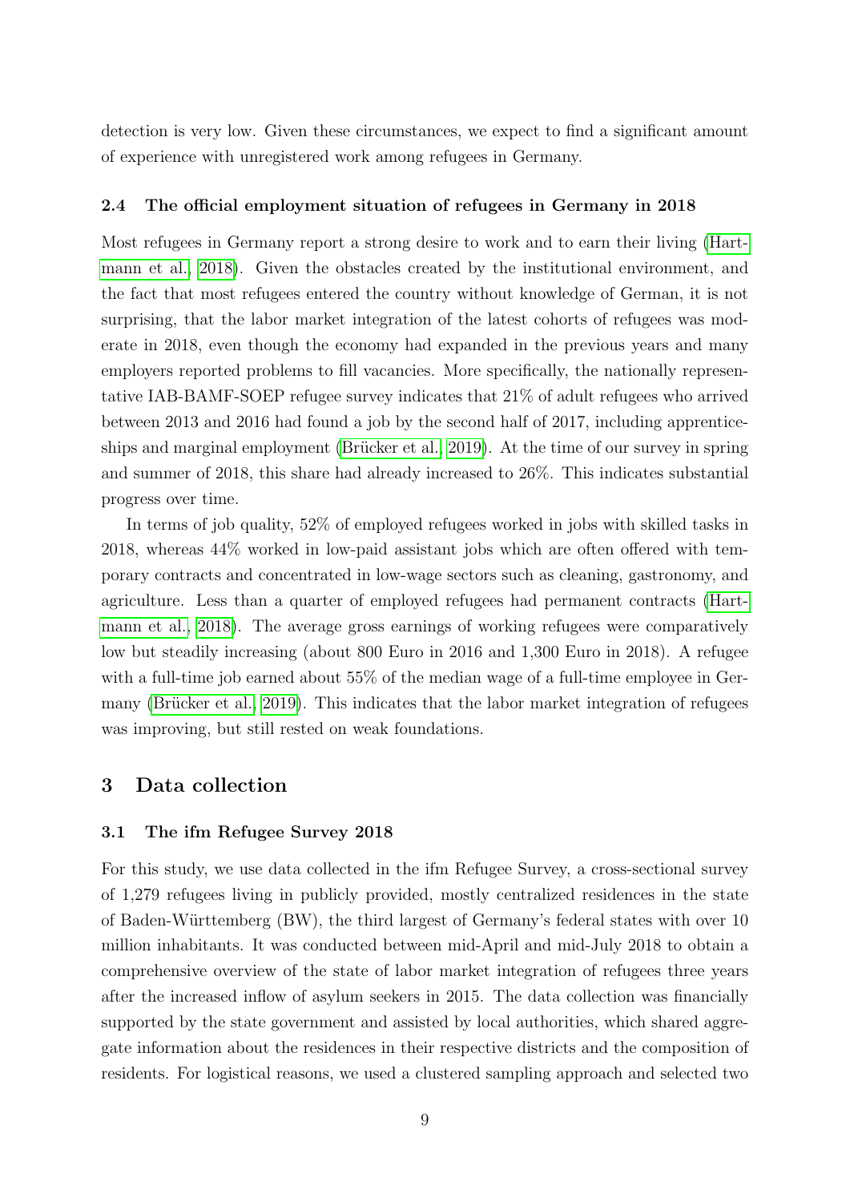detection is very low. Given these circumstances, we expect to find a significant amount of experience with unregistered work among refugees in Germany.

### 2.4 The official employment situation of refugees in Germany in 2018

Most refugees in Germany report a strong desire to work and to earn their living (Hartmann et al., 2018). Given the obstacles created by the institutional environment, and the fact that most refugees entered the country without knowledge of German, it is not surprising, that the labor market integration of the latest cohorts of refugees was moderate in 2018, even though the economy had expanded in the previous years and many employers reported problems to fill vacancies. More specifically, the nationally representative IAB-BAMF-SOEP refugee survey indicates that 21% of adult refugees who arrived between 2013 and 2016 had found a job by the second half of 2017, including apprenticeships and marginal employment (Brücker et al., 2019). At the time of our survey in spring and summer of 2018, this share had already increased to 26%. This indicates substantial progress over time.

In terms of job quality, 52% of employed refugees worked in jobs with skilled tasks in 2018, whereas 44% worked in low-paid assistant jobs which are often offered with temporary contracts and concentrated in low-wage sectors such as cleaning, gastronomy, and agriculture. Less than a quarter of employed refugees had permanent contracts (Hartmann et al., 2018). The average gross earnings of working refugees were comparatively low but steadily increasing (about 800 Euro in 2016 and 1,300 Euro in 2018). A refugee with a full-time job earned about 55% of the median wage of a full-time employee in Germany (Brücker et al., 2019). This indicates that the labor market integration of refugees was improving, but still rested on weak foundations.

## 3 Data collection

### 3.1 The ifm Refugee Survey 2018

For this study, we use data collected in the ifm Refugee Survey, a cross-sectional survey of 1,279 refugees living in publicly provided, mostly centralized residences in the state of Baden-Württemberg (BW), the third largest of Germany's federal states with over 10 million inhabitants. It was conducted between mid-April and mid-July 2018 to obtain a comprehensive overview of the state of labor market integration of refugees three years after the increased inflow of asylum seekers in 2015. The data collection was financially supported by the state government and assisted by local authorities, which shared aggregate information about the residences in their respective districts and the composition of residents. For logistical reasons, we used a clustered sampling approach and selected two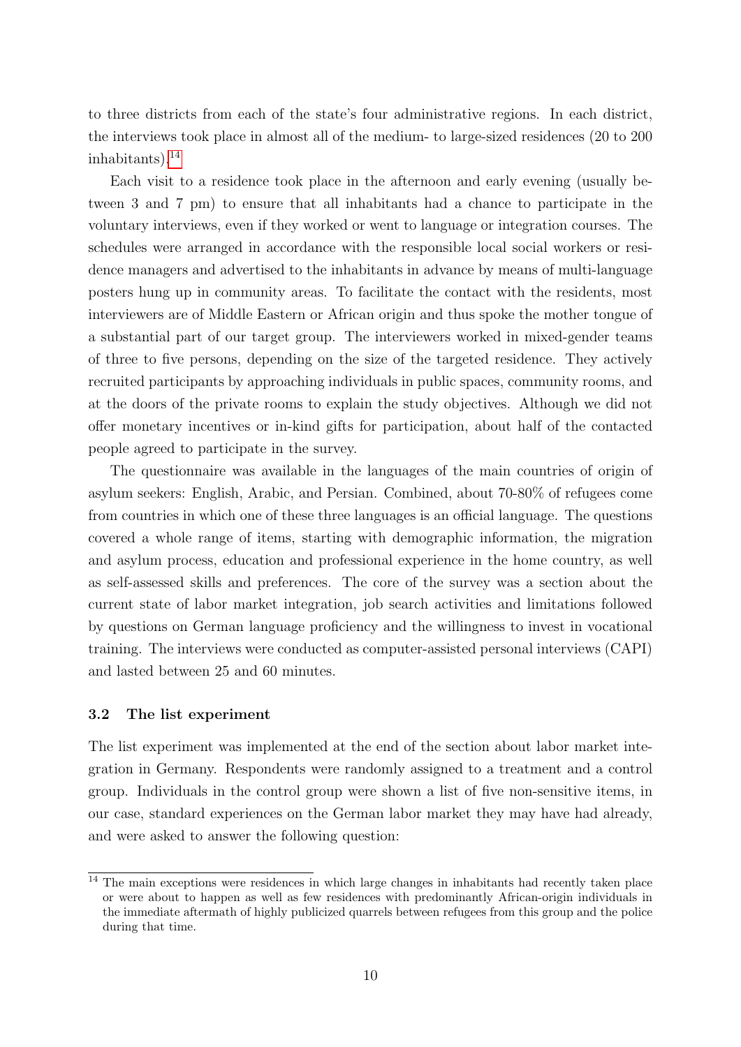to three districts from each of the state's four administrative regions. In each district, the interviews took place in almost all of the medium- to large-sized residences (20 to 200 inhabitants).[14]

Each visit to a residence took place in the afternoon and early evening (usually between 3 and 7 pm) to ensure that all inhabitants had a chance to participate in the voluntary interviews, even if they worked or went to language or integration courses. The schedules were arranged in accordance with the responsible local social workers or residence managers and advertised to the inhabitants in advance by means of multi-language posters hung up in community areas. To facilitate the contact with the residents, most interviewers are of Middle Eastern or African origin and thus spoke the mother tongue of a substantial part of our target group. The interviewers worked in mixed-gender teams of three to five persons, depending on the size of the targeted residence. They actively recruited participants by approaching individuals in public spaces, community rooms, and at the doors of the private rooms to explain the study objectives. Although we did not offer monetary incentives or in-kind gifts for participation, about half of the contacted people agreed to participate in the survey.

The questionnaire was available in the languages of the main countries of origin of asylum seekers: English, Arabic, and Persian. Combined, about 70-80% of refugees come from countries in which one of these three languages is an official language. The questions covered a whole range of items, starting with demographic information, the migration and asylum process, education and professional experience in the home country, as well as self-assessed skills and preferences. The core of the survey was a section about the current state of labor market integration, job search activities and limitations followed by questions on German language proficiency and the willingness to invest in vocational training. The interviews were conducted as computer-assisted personal interviews (CAPI) and lasted between 25 and 60 minutes.

### 3.2 The list experiment

The list experiment was implemented at the end of the section about labor market integration in Germany. Respondents were randomly assigned to a treatment and a control group. Individuals in the control group were shown a list of five non-sensitive items, in our case, standard experiences on the German labor market they may have had already, and were asked to answer the following question:

[14] The main exceptions were residences in which large changes in inhabitants had recently taken place or were about to happen as well as few residences with predominantly African-origin individuals in the immediate aftermath of highly publicized quarrels between refugees from this group and the police during that time.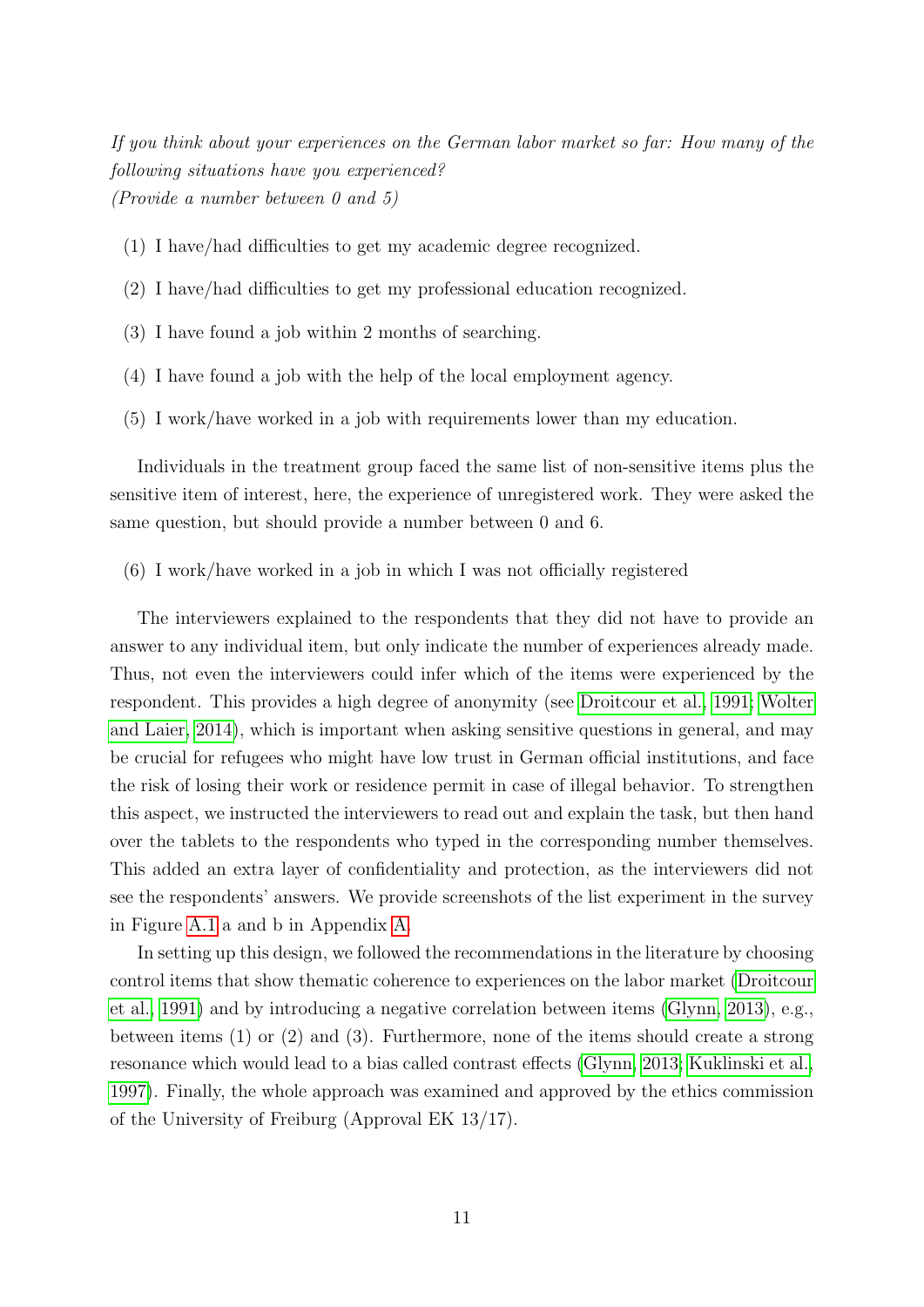*If you think about your experiences on the German labor market so far: How many of the following situations have you experienced?*
*(Provide a number between 0 and 5)*

(1) I have/had difficulties to get my academic degree recognized.

(2) I have/had difficulties to get my professional education recognized.

(3) I have found a job within 2 months of searching.

(4) I have found a job with the help of the local employment agency.

(5) I work/have worked in a job with requirements lower than my education.

Individuals in the treatment group faced the same list of non-sensitive items plus the sensitive item of interest, here, the experience of unregistered work. They were asked the same question, but should provide a number between 0 and 6.

(6) I work/have worked in a job in which I was not officially registered

The interviewers explained to the respondents that they did not have to provide an answer to any individual item, but only indicate the number of experiences already made. Thus, not even the interviewers could infer which of the items were experienced by the respondent. This provides a high degree of anonymity (see Droitcour et al., 1991; Wolter and Laier, 2014), which is important when asking sensitive questions in general, and may be crucial for refugees who might have low trust in German official institutions, and face the risk of losing their work or residence permit in case of illegal behavior. To strengthen this aspect, we instructed the interviewers to read out and explain the task, but then hand over the tablets to the respondents who typed in the corresponding number themselves. This added an extra layer of confidentiality and protection, as the interviewers did not see the respondents' answers. We provide screenshots of the list experiment in the survey in Figure A.1 a and b in Appendix A.

In setting up this design, we followed the recommendations in the literature by choosing control items that show thematic coherence to experiences on the labor market (Droitcour et al., 1991) and by introducing a negative correlation between items (Glynn, 2013), e.g., between items (1) or (2) and (3). Furthermore, none of the items should create a strong resonance which would lead to a bias called contrast effects (Glynn, 2013; Kuklinski et al., 1997). Finally, the whole approach was examined and approved by the ethics commission of the University of Freiburg (Approval EK 13/17).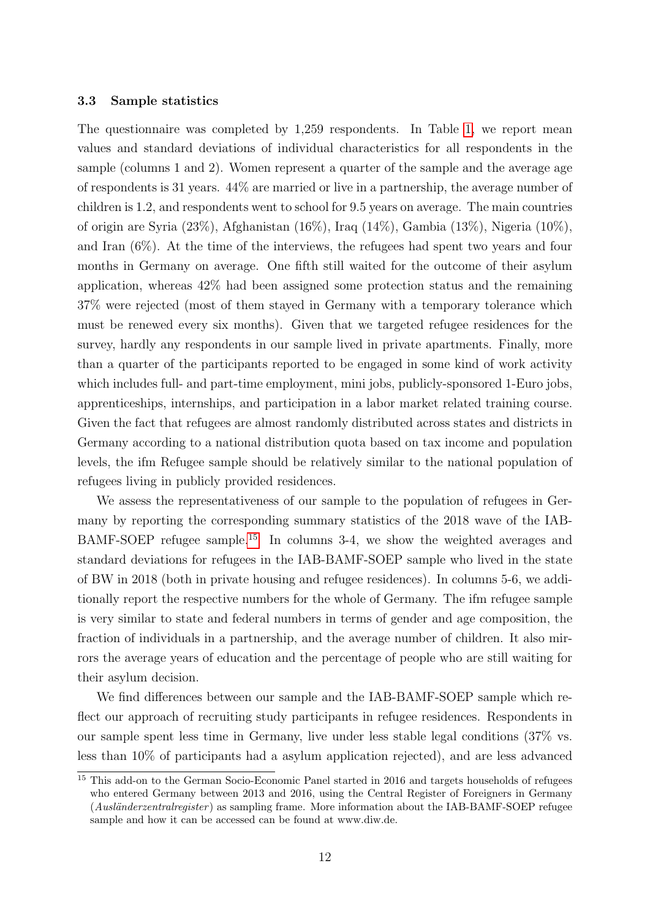### 3.3 Sample statistics

The questionnaire was completed by 1,259 respondents. In Table 1, we report mean values and standard deviations of individual characteristics for all respondents in the sample (columns 1 and 2). Women represent a quarter of the sample and the average age of respondents is 31 years. 44% are married or live in a partnership, the average number of children is 1.2, and respondents went to school for 9.5 years on average. The main countries of origin are Syria (23%), Afghanistan (16%), Iraq (14%), Gambia (13%), Nigeria (10%), and Iran (6%). At the time of the interviews, the refugees had spent two years and four months in Germany on average. One fifth still waited for the outcome of their asylum application, whereas 42% had been assigned some protection status and the remaining 37% were rejected (most of them stayed in Germany with a temporary tolerance which must be renewed every six months). Given that we targeted refugee residences for the survey, hardly any respondents in our sample lived in private apartments. Finally, more than a quarter of the participants reported to be engaged in some kind of work activity which includes full- and part-time employment, mini jobs, publicly-sponsored 1-Euro jobs, apprenticeships, internships, and participation in a labor market related training course. Given the fact that refugees are almost randomly distributed across states and districts in Germany according to a national distribution quota based on tax income and population levels, the ifm Refugee sample should be relatively similar to the national population of refugees living in publicly provided residences.

We assess the representativeness of our sample to the population of refugees in Germany by reporting the corresponding summary statistics of the 2018 wave of the IAB-BAMF-SOEP refugee sample.[15] In columns 3-4, we show the weighted averages and standard deviations for refugees in the IAB-BAMF-SOEP sample who lived in the state of BW in 2018 (both in private housing and refugee residences). In columns 5-6, we additionally report the respective numbers for the whole of Germany. The ifm refugee sample is very similar to state and federal numbers in terms of gender and age composition, the fraction of individuals in a partnership, and the average number of children. It also mirrors the average years of education and the percentage of people who are still waiting for their asylum decision.

We find differences between our sample and the IAB-BAMF-SOEP sample which reflect our approach of recruiting study participants in refugee residences. Respondents in our sample spent less time in Germany, live under less stable legal conditions (37% vs. less than 10% of participants had a asylum application rejected), and are less advanced

[15] This add-on to the German Socio-Economic Panel started in 2016 and targets households of refugees who entered Germany between 2013 and 2016, using the Central Register of Foreigners in Germany (*Ausländerzentralregister*) as sampling frame. More information about the IAB-BAMF-SOEP refugee sample and how it can be accessed can be found at www.diw.de.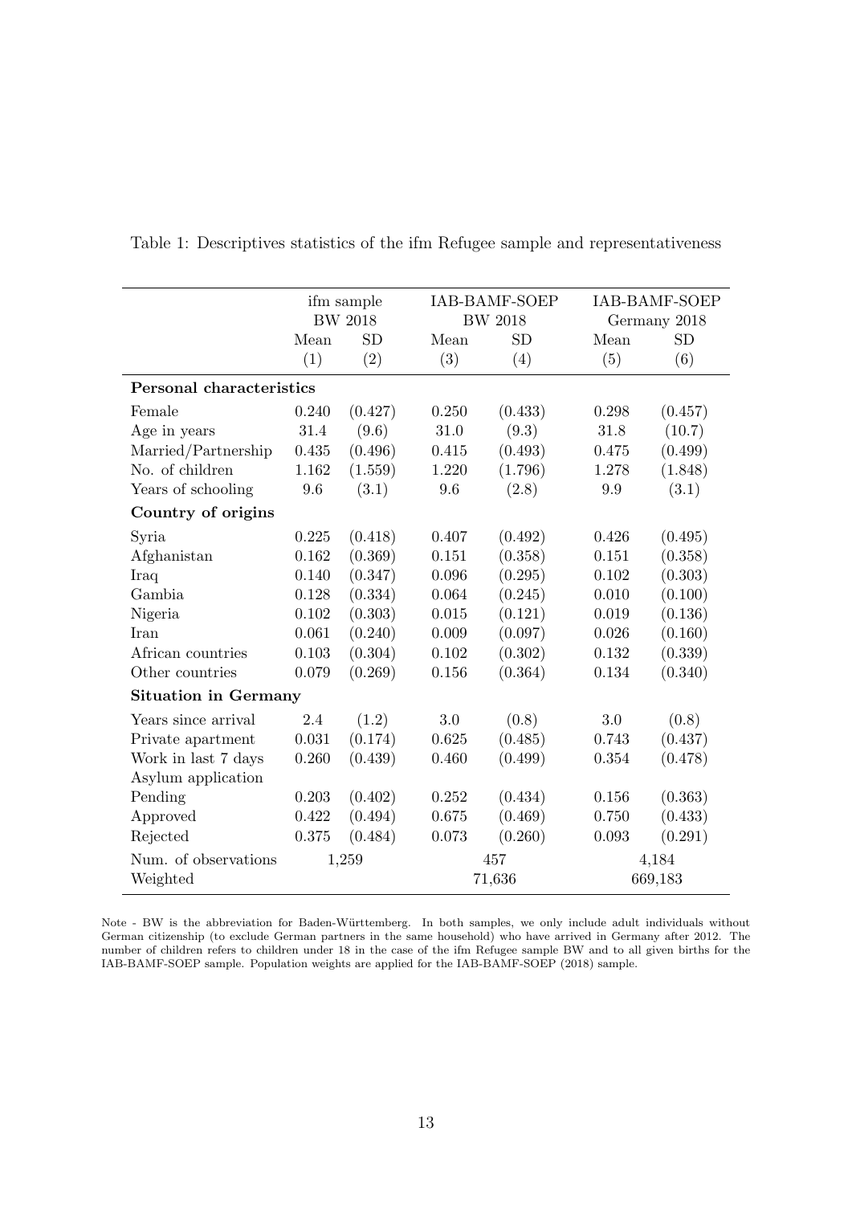Table 1: Descriptives statistics of the ifm Refugee sample and representativeness

| | ifm sample BW 2018 | | IAB-BAMF-SOEP BW 2018 | | IAB-BAMF-SOEP Germany 2018 | |
|---|---|---|---|---|---|---|
| | Mean | SD | Mean | SD | Mean | SD |
| | (1) | (2) | (3) | (4) | (5) | (6) |
| **Personal characteristics** | | | | | | |
| Female | 0.240 | (0.427) | 0.250 | (0.433) | 0.298 | (0.457) |
| Age in years | 31.4 | (9.6) | 31.0 | (9.3) | 31.8 | (10.7) |
| Married/Partnership | 0.435 | (0.496) | 0.415 | (0.493) | 0.475 | (0.499) |
| No. of children | 1.162 | (1.559) | 1.220 | (1.796) | 1.278 | (1.848) |
| Years of schooling | 9.6 | (3.1) | 9.6 | (2.8) | 9.9 | (3.1) |
| **Country of origins** | | | | | | |
| Syria | 0.225 | (0.418) | 0.407 | (0.492) | 0.426 | (0.495) |
| Afghanistan | 0.162 | (0.369) | 0.151 | (0.358) | 0.151 | (0.358) |
| Iraq | 0.140 | (0.347) | 0.096 | (0.295) | 0.102 | (0.303) |
| Gambia | 0.128 | (0.334) | 0.064 | (0.245) | 0.010 | (0.100) |
| Nigeria | 0.102 | (0.303) | 0.015 | (0.121) | 0.019 | (0.136) |
| Iran | 0.061 | (0.240) | 0.009 | (0.097) | 0.026 | (0.160) |
| African countries | 0.103 | (0.304) | 0.102 | (0.302) | 0.132 | (0.339) |
| Other countries | 0.079 | (0.269) | 0.156 | (0.364) | 0.134 | (0.340) |
| **Situation in Germany** | | | | | | |
| Years since arrival | 2.4 | (1.2) | 3.0 | (0.8) | 3.0 | (0.8) |
| Private apartment | 0.031 | (0.174) | 0.625 | (0.485) | 0.743 | (0.437) |
| Work in last 7 days | 0.260 | (0.439) | 0.460 | (0.499) | 0.354 | (0.478) |
| Asylum application | | | | | | |
| Pending | 0.203 | (0.402) | 0.252 | (0.434) | 0.156 | (0.363) |
| Approved | 0.422 | (0.494) | 0.675 | (0.469) | 0.750 | (0.433) |
| Rejected | 0.375 | (0.484) | 0.073 | (0.260) | 0.093 | (0.291) |
| Num. of observations | 1,259 | | 457 | | 4,184 | |
| Weighted | | | 71,636 | | 669,183 | |

Note - BW is the abbreviation for Baden-Württemberg. In both samples, we only include adult individuals without German citizenship (to exclude German partners in the same household) who have arrived in Germany after 2012. The number of children refers to children under 18 in the case of the ifm Refugee sample BW and to all given births for the IAB-BAMF-SOEP sample. Population weights are applied for the IAB-BAMF-SOEP (2018) sample.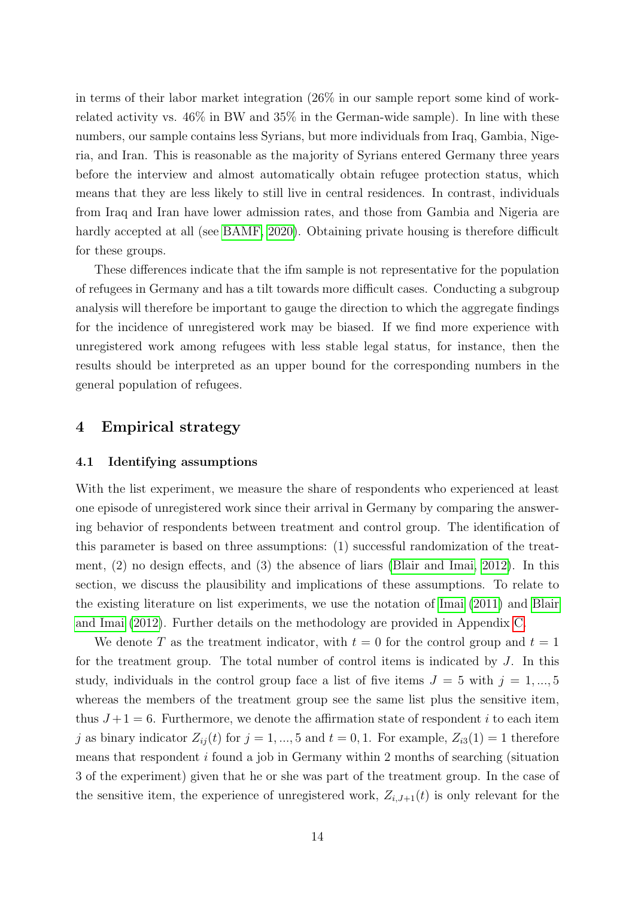in terms of their labor market integration (26% in our sample report some kind of work-related activity vs. 46% in BW and 35% in the German-wide sample). In line with these numbers, our sample contains less Syrians, but more individuals from Iraq, Gambia, Nigeria, and Iran. This is reasonable as the majority of Syrians entered Germany three years before the interview and almost automatically obtain refugee protection status, which means that they are less likely to still live in central residences. In contrast, individuals from Iraq and Iran have lower admission rates, and those from Gambia and Nigeria are hardly accepted at all (see BAMF, 2020). Obtaining private housing is therefore difficult for these groups.

These differences indicate that the ifm sample is not representative for the population of refugees in Germany and has a tilt towards more difficult cases. Conducting a subgroup analysis will therefore be important to gauge the direction to which the aggregate findings for the incidence of unregistered work may be biased. If we find more experience with unregistered work among refugees with less stable legal status, for instance, then the results should be interpreted as an upper bound for the corresponding numbers in the general population of refugees.

## 4 Empirical strategy

### 4.1 Identifying assumptions

With the list experiment, we measure the share of respondents who experienced at least one episode of unregistered work since their arrival in Germany by comparing the answering behavior of respondents between treatment and control group. The identification of this parameter is based on three assumptions: (1) successful randomization of the treatment, (2) no design effects, and (3) the absence of liars (Blair and Imai, 2012). In this section, we discuss the plausibility and implications of these assumptions. To relate to the existing literature on list experiments, we use the notation of Imai (2011) and Blair and Imai (2012). Further details on the methodology are provided in Appendix C.

We denote $T$ as the treatment indicator, with $t = 0$ for the control group and $t = 1$ for the treatment group. The total number of control items is indicated by $J$. In this study, individuals in the control group face a list of five items $J = 5$ with $j = 1, ..., 5$ whereas the members of the treatment group see the same list plus the sensitive item, thus $J + 1 = 6$. Furthermore, we denote the affirmation state of respondent $i$ to each item $j$ as binary indicator $Z_{ij}(t)$ for $j = 1, ..., 5$ and $t = 0, 1$. For example, $Z_{i3}(1) = 1$ therefore means that respondent $i$ found a job in Germany within 2 months of searching (situation 3 of the experiment) given that he or she was part of the treatment group. In the case of the sensitive item, the experience of unregistered work, $Z_{i,J+1}(t)$ is only relevant for the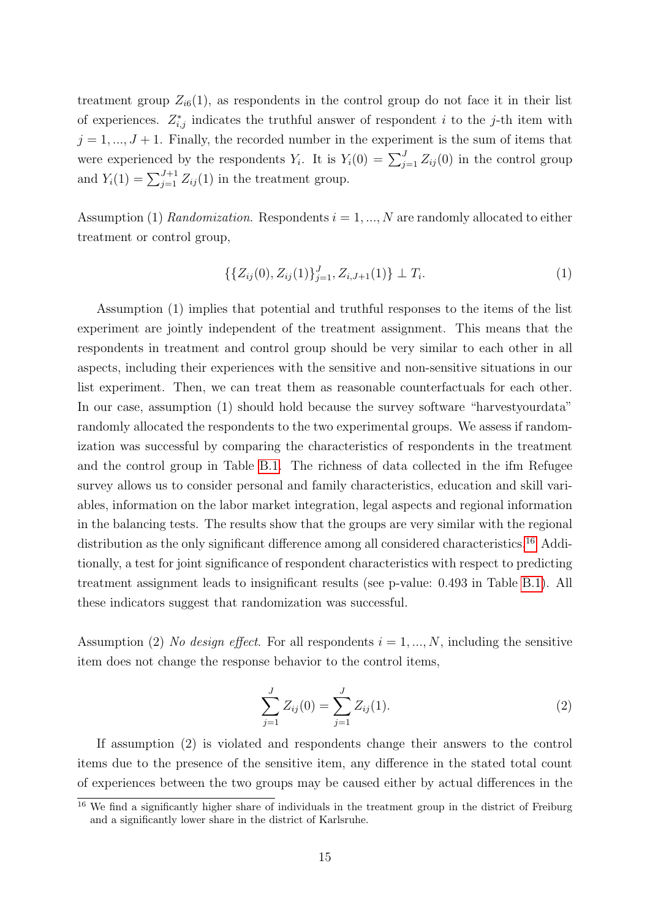treatment group $Z_{i6}(1)$, as respondents in the control group do not face it in their list of experiences. $Z^*_{i,j}$ indicates the truthful answer of respondent $i$ to the $j$-th item with $j = 1, ..., J+1$. Finally, the recorded number in the experiment is the sum of items that were experienced by the respondents $Y_i$. It is $Y_i(0) = \sum_{j=1}^{J} Z_{ij}(0)$ in the control group and $Y_i(1) = \sum_{j=1}^{J+1} Z_{ij}(1)$ in the treatment group.

Assumption (1) *Randomization*. Respondents $i = 1, ..., N$ are randomly allocated to either treatment or control group,

$$\{\{Z_{ij}(0), Z_{ij}(1)\}_{j=1}^{J}, Z_{i,J+1}(1)\} \perp T_i. \tag{1}$$

Assumption (1) implies that potential and truthful responses to the items of the list experiment are jointly independent of the treatment assignment. This means that the respondents in treatment and control group should be very similar to each other in all aspects, including their experiences with the sensitive and non-sensitive situations in our list experiment. Then, we can treat them as reasonable counterfactuals for each other. In our case, assumption (1) should hold because the survey software "harvestyourdata" randomly allocated the respondents to the two experimental groups. We assess if randomization was successful by comparing the characteristics of respondents in the treatment and the control group in Table B.1. The richness of data collected in the ifm Refugee survey allows us to consider personal and family characteristics, education and skill variables, information on the labor market integration, legal aspects and regional information in the balancing tests. The results show that the groups are very similar with the regional distribution as the only significant difference among all considered characteristics.[16] Additionally, a test for joint significance of respondent characteristics with respect to predicting treatment assignment leads to insignificant results (see p-value: 0.493 in Table B.1). All these indicators suggest that randomization was successful.

Assumption (2) *No design effect*. For all respondents $i = 1, ..., N$, including the sensitive item does not change the response behavior to the control items,

$$\sum_{j=1}^{J} Z_{ij}(0) = \sum_{j=1}^{J} Z_{ij}(1). \tag{2}$$

If assumption (2) is violated and respondents change their answers to the control items due to the presence of the sensitive item, any difference in the stated total count of experiences between the two groups may be caused either by actual differences in the

[16] We find a significantly higher share of individuals in the treatment group in the district of Freiburg and a significantly lower share in the district of Karlsruhe.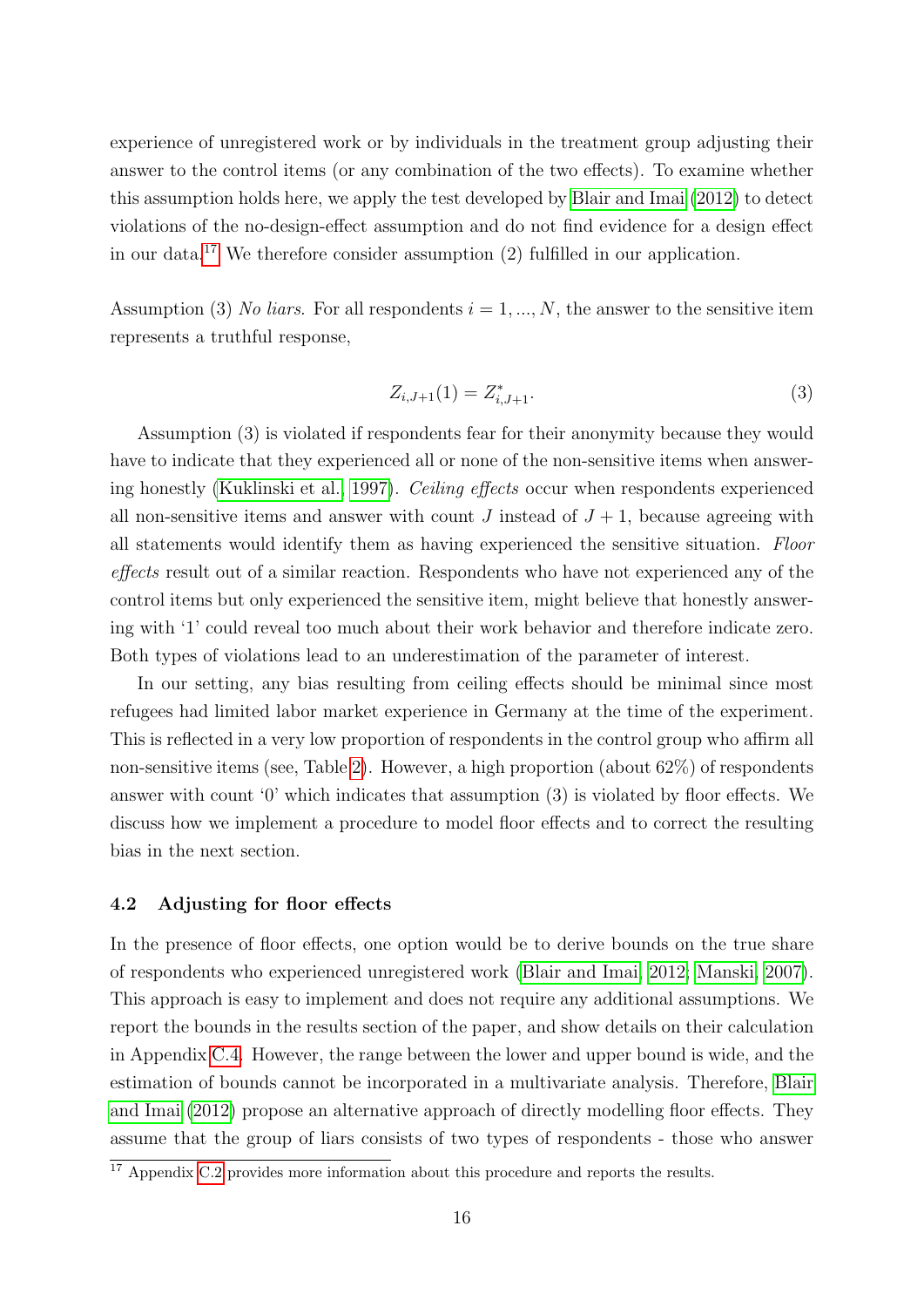experience of unregistered work or by individuals in the treatment group adjusting their answer to the control items (or any combination of the two effects). To examine whether this assumption holds here, we apply the test developed by Blair and Imai (2012) to detect violations of the no-design-effect assumption and do not find evidence for a design effect in our data.[17] We therefore consider assumption (2) fulfilled in our application.

Assumption (3) *No liars*. For all respondents $i = 1, ..., N$, the answer to the sensitive item represents a truthful response,

$$Z_{i,J+1}(1) = Z^*_{i,J+1}. \tag{3}$$

Assumption (3) is violated if respondents fear for their anonymity because they would have to indicate that they experienced all or none of the non-sensitive items when answering honestly (Kuklinski et al., 1997). *Ceiling effects* occur when respondents experienced all non-sensitive items and answer with count $J$ instead of $J + 1$, because agreeing with all statements would identify them as having experienced the sensitive situation. *Floor effects* result out of a similar reaction. Respondents who have not experienced any of the control items but only experienced the sensitive item, might believe that honestly answering with '1' could reveal too much about their work behavior and therefore indicate zero. Both types of violations lead to an underestimation of the parameter of interest.

In our setting, any bias resulting from ceiling effects should be minimal since most refugees had limited labor market experience in Germany at the time of the experiment. This is reflected in a very low proportion of respondents in the control group who affirm all non-sensitive items (see, Table 2). However, a high proportion (about 62%) of respondents answer with count '0' which indicates that assumption (3) is violated by floor effects. We discuss how we implement a procedure to model floor effects and to correct the resulting bias in the next section.

### 4.2 Adjusting for floor effects

In the presence of floor effects, one option would be to derive bounds on the true share of respondents who experienced unregistered work (Blair and Imai, 2012; Manski, 2007). This approach is easy to implement and does not require any additional assumptions. We report the bounds in the results section of the paper, and show details on their calculation in Appendix C.4. However, the range between the lower and upper bound is wide, and the estimation of bounds cannot be incorporated in a multivariate analysis. Therefore, Blair and Imai (2012) propose an alternative approach of directly modelling floor effects. They assume that the group of liars consists of two types of respondents - those who answer

[17] Appendix C.2 provides more information about this procedure and reports the results.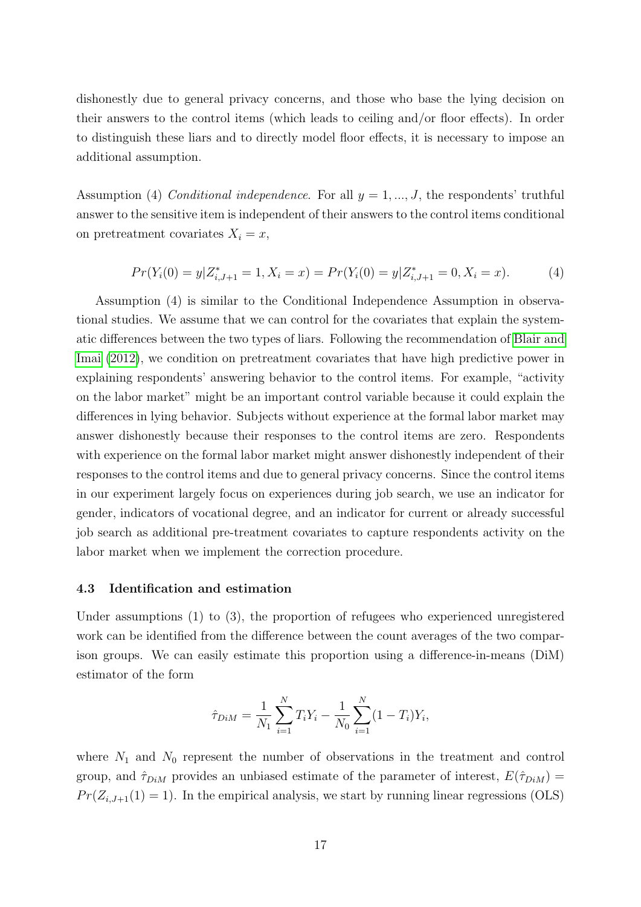dishonestly due to general privacy concerns, and those who base the lying decision on their answers to the control items (which leads to ceiling and/or floor effects). In order to distinguish these liars and to directly model floor effects, it is necessary to impose an additional assumption.

Assumption (4) *Conditional independence*. For all $y = 1, ..., J$, the respondents' truthful answer to the sensitive item is independent of their answers to the control items conditional on pretreatment covariates $X_i = x$,

$$Pr(Y_i(0) = y|Z^*_{i,J+1} = 1, X_i = x) = Pr(Y_i(0) = y|Z^*_{i,J+1} = 0, X_i = x). \tag{4}$$

Assumption (4) is similar to the Conditional Independence Assumption in observational studies. We assume that we can control for the covariates that explain the systematic differences between the two types of liars. Following the recommendation of Blair and Imai (2012), we condition on pretreatment covariates that have high predictive power in explaining respondents' answering behavior to the control items. For example, "activity on the labor market" might be an important control variable because it could explain the differences in lying behavior. Subjects without experience at the formal labor market may answer dishonestly because their responses to the control items are zero. Respondents with experience on the formal labor market might answer dishonestly independent of their responses to the control items and due to general privacy concerns. Since the control items in our experiment largely focus on experiences during job search, we use an indicator for gender, indicators of vocational degree, and an indicator for current or already successful job search as additional pre-treatment covariates to capture respondents activity on the labor market when we implement the correction procedure.

### 4.3 Identification and estimation

Under assumptions (1) to (3), the proportion of refugees who experienced unregistered work can be identified from the difference between the count averages of the two comparison groups. We can easily estimate this proportion using a difference-in-means (DiM) estimator of the form

$$\hat{\tau}_{DiM} = \frac{1}{N_1}\sum_{i=1}^{N} T_i Y_i - \frac{1}{N_0}\sum_{i=1}^{N}(1 - T_i)Y_i,$$

where $N_1$ and $N_0$ represent the number of observations in the treatment and control group, and $\hat{\tau}_{DiM}$ provides an unbiased estimate of the parameter of interest, $E(\hat{\tau}_{DiM}) = Pr(Z_{i,J+1}(1) = 1)$. In the empirical analysis, we start by running linear regressions (OLS)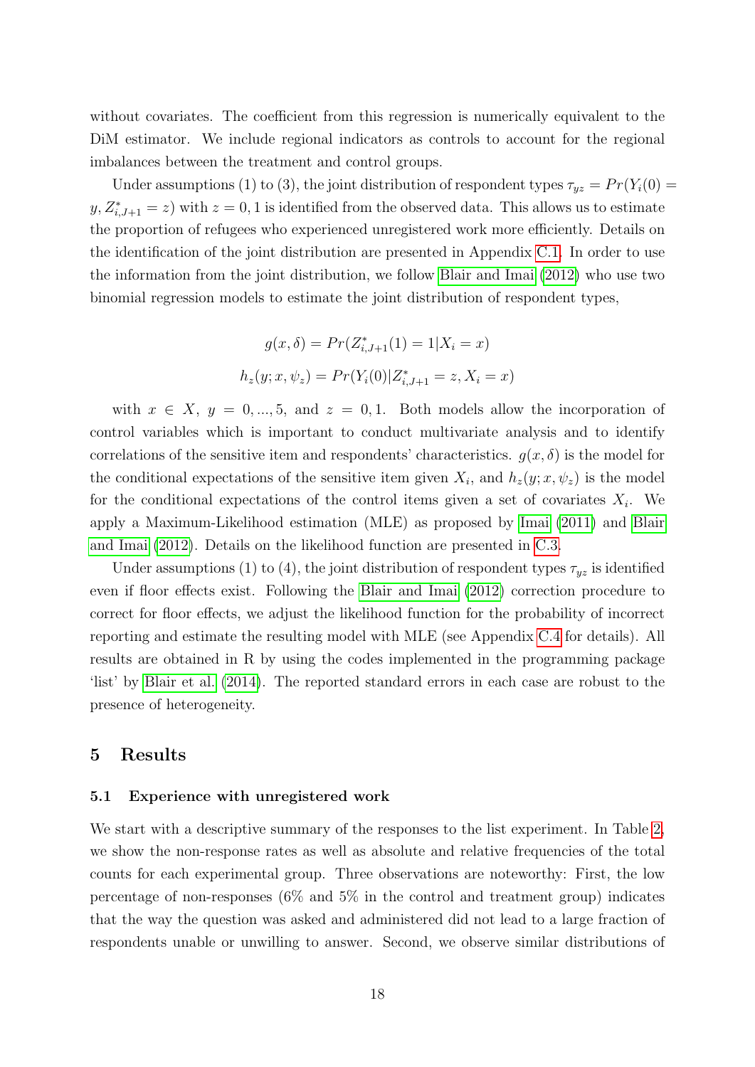without covariates. The coefficient from this regression is numerically equivalent to the DiM estimator. We include regional indicators as controls to account for the regional imbalances between the treatment and control groups.

Under assumptions (1) to (3), the joint distribution of respondent types $\tau_{yz} = Pr(Y_i(0) = y, Z^*_{i,J+1} = z)$ with $z = 0, 1$ is identified from the observed data. This allows us to estimate the proportion of refugees who experienced unregistered work more efficiently. Details on the identification of the joint distribution are presented in Appendix C.1. In order to use the information from the joint distribution, we follow Blair and Imai (2012) who use two binomial regression models to estimate the joint distribution of respondent types,

$$g(x, \delta) = Pr(Z^*_{i,J+1}(1) = 1 | X_i = x)$$

$$h_z(y; x, \psi_z) = Pr(Y_i(0) | Z^*_{i,J+1} = z, X_i = x)$$

with $x \in X$, $y = 0, ..., 5$, and $z = 0, 1$. Both models allow the incorporation of control variables which is important to conduct multivariate analysis and to identify correlations of the sensitive item and respondents' characteristics. $g(x, \delta)$ is the model for the conditional expectations of the sensitive item given $X_i$, and $h_z(y; x, \psi_z)$ is the model for the conditional expectations of the control items given a set of covariates $X_i$. We apply a Maximum-Likelihood estimation (MLE) as proposed by Imai (2011) and Blair and Imai (2012). Details on the likelihood function are presented in C.3.

Under assumptions (1) to (4), the joint distribution of respondent types $\tau_{yz}$ is identified even if floor effects exist. Following the Blair and Imai (2012) correction procedure to correct for floor effects, we adjust the likelihood function for the probability of incorrect reporting and estimate the resulting model with MLE (see Appendix C.4 for details). All results are obtained in R by using the codes implemented in the programming package 'list' by Blair et al. (2014). The reported standard errors in each case are robust to the presence of heterogeneity.

## 5 Results

### 5.1 Experience with unregistered work

We start with a descriptive summary of the responses to the list experiment. In Table 2, we show the non-response rates as well as absolute and relative frequencies of the total counts for each experimental group. Three observations are noteworthy: First, the low percentage of non-responses (6% and 5% in the control and treatment group) indicates that the way the question was asked and administered did not lead to a large fraction of respondents unable or unwilling to answer. Second, we observe similar distributions of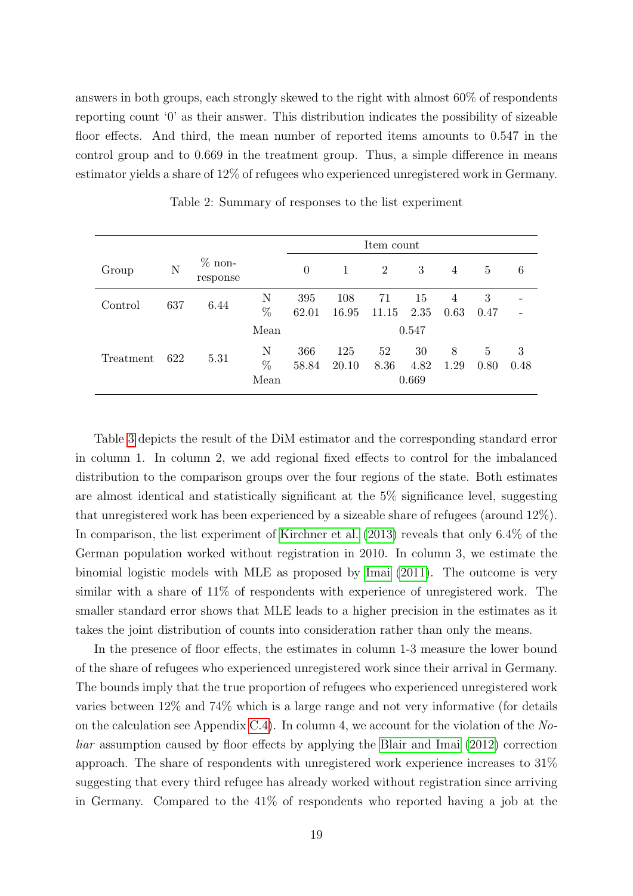answers in both groups, each strongly skewed to the right with almost 60% of respondents reporting count '0' as their answer. This distribution indicates the possibility of sizeable floor effects. And third, the mean number of reported items amounts to 0.547 in the control group and to 0.669 in the treatment group. Thus, a simple difference in means estimator yields a share of 12% of refugees who experienced unregistered work in Germany.

Table 2: Summary of responses to the list experiment

| Group | N | % non-response | | Item count | | | | | | |
|---|---|---|---|---|---|---|---|---|---|---|
| | | | | 0 | 1 | 2 | 3 | 4 | 5 | 6 |
| Control | 637 | 6.44 | N | 395 | 108 | 71 | 15 | 4 | 3 | - |
| | | | % | 62.01 | 16.95 | 11.15 | 2.35 | 0.63 | 0.47 | - |
| | | | Mean | | | | 0.547 | | | |
| Treatment | 622 | 5.31 | N | 366 | 125 | 52 | 30 | 8 | 5 | 3 |
| | | | % | 58.84 | 20.10 | 8.36 | 4.82 | 1.29 | 0.80 | 0.48 |
| | | | Mean | | | | 0.669 | | | |

Table 3 depicts the result of the DiM estimator and the corresponding standard error in column 1. In column 2, we add regional fixed effects to control for the imbalanced distribution to the comparison groups over the four regions of the state. Both estimates are almost identical and statistically significant at the 5% significance level, suggesting that unregistered work has been experienced by a sizeable share of refugees (around 12%). In comparison, the list experiment of Kirchner et al. (2013) reveals that only 6.4% of the German population worked without registration in 2010. In column 3, we estimate the binomial logistic models with MLE as proposed by Imai (2011). The outcome is very similar with a share of 11% of respondents with experience of unregistered work. The smaller standard error shows that MLE leads to a higher precision in the estimates as it takes the joint distribution of counts into consideration rather than only the means.

In the presence of floor effects, the estimates in column 1-3 measure the lower bound of the share of refugees who experienced unregistered work since their arrival in Germany. The bounds imply that the true proportion of refugees who experienced unregistered work varies between 12% and 74% which is a large range and not very informative (for details on the calculation see Appendix C.4). In column 4, we account for the violation of the *No-liar* assumption caused by floor effects by applying the Blair and Imai (2012) correction approach. The share of respondents with unregistered work experience increases to 31% suggesting that every third refugee has already worked without registration since arriving in Germany. Compared to the 41% of respondents who reported having a job at the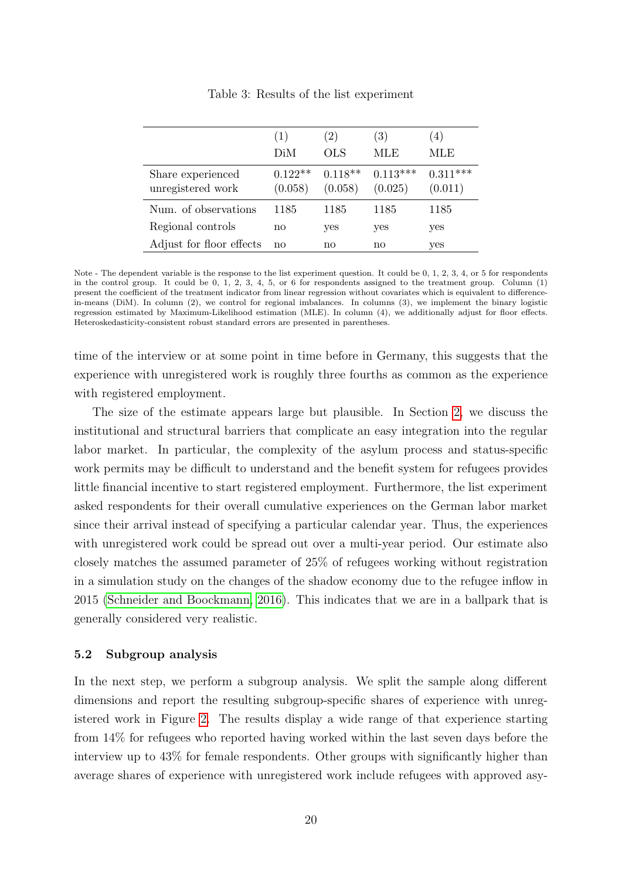Table 3: Results of the list experiment

| | (1) DiM | (2) OLS | (3) MLE | (4) MLE |
|---|---|---|---|---|
| Share experienced unregistered work | 0.122** (0.058) | 0.118** (0.058) | 0.113*** (0.025) | 0.311*** (0.011) |
| Num. of observations | 1185 | 1185 | 1185 | 1185 |
| Regional controls | no | yes | yes | yes |
| Adjust for floor effects | no | no | no | yes |

Note - The dependent variable is the response to the list experiment question. It could be 0, 1, 2, 3, 4, or 5 for respondents in the control group. It could be 0, 1, 2, 3, 4, 5, or 6 for respondents assigned to the treatment group. Column (1) present the coefficient of the treatment indicator from linear regression without covariates which is equivalent to difference-in-means (DiM). In column (2), we control for regional imbalances. In columns (3), we implement the binary logistic regression estimated by Maximum-Likelihood estimation (MLE). In column (4), we additionally adjust for floor effects. Heteroskedasticity-consistent robust standard errors are presented in parentheses.

time of the interview or at some point in time before in Germany, this suggests that the experience with unregistered work is roughly three fourths as common as the experience with registered employment.

The size of the estimate appears large but plausible. In Section 2, we discuss the institutional and structural barriers that complicate an easy integration into the regular labor market. In particular, the complexity of the asylum process and status-specific work permits may be difficult to understand and the benefit system for refugees provides little financial incentive to start registered employment. Furthermore, the list experiment asked respondents for their overall cumulative experiences on the German labor market since their arrival instead of specifying a particular calendar year. Thus, the experiences with unregistered work could be spread out over a multi-year period. Our estimate also closely matches the assumed parameter of 25% of refugees working without registration in a simulation study on the changes of the shadow economy due to the refugee inflow in 2015 (Schneider and Boockmann, 2016). This indicates that we are in a ballpark that is generally considered very realistic.

### 5.2 Subgroup analysis

In the next step, we perform a subgroup analysis. We split the sample along different dimensions and report the resulting subgroup-specific shares of experience with unregistered work in Figure 2. The results display a wide range of that experience starting from 14% for refugees who reported having worked within the last seven days before the interview up to 43% for female respondents. Other groups with significantly higher than average shares of experience with unregistered work include refugees with approved asy-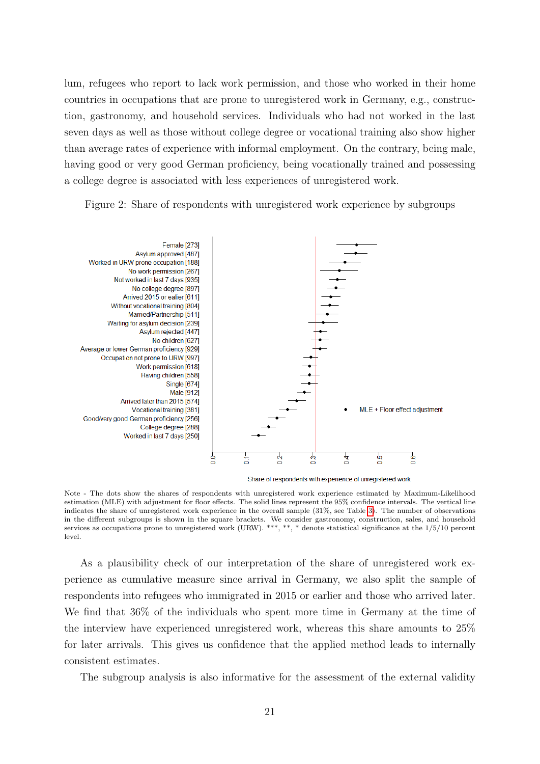lum, refugees who report to lack work permission, and those who worked in their home countries in occupations that are prone to unregistered work in Germany, e.g., construction, gastronomy, and household services. Individuals who had not worked in the last seven days as well as those without college degree or vocational training also show higher than average rates of experience with informal employment. On the contrary, being male, having good or very good German proficiency, being vocationally trained and possessing a college degree is associated with less experiences of unregistered work.

Figure 2: Share of respondents with unregistered work experience by subgroups

Note - The dots show the shares of respondents with unregistered work experience estimated by Maximum-Likelihood estimation (MLE) with adjustment for floor effects. The solid lines represent the 95% confidence intervals. The vertical line indicates the share of unregistered work experience in the overall sample (31%, see Table 3). The number of observations in the different subgroups is shown in the square brackets. We consider gastronomy, construction, sales, and household services as occupations prone to unregistered work (URW). ***, **, * denote statistical significance at the 1/5/10 percent level.

As a plausibility check of our interpretation of the share of unregistered work experience as cumulative measure since arrival in Germany, we also split the sample of respondents into refugees who immigrated in 2015 or earlier and those who arrived later. We find that 36% of the individuals who spent more time in Germany at the time of the interview have experienced unregistered work, whereas this share amounts to 25% for later arrivals. This gives us confidence that the applied method leads to internally consistent estimates.

The subgroup analysis is also informative for the assessment of the external validity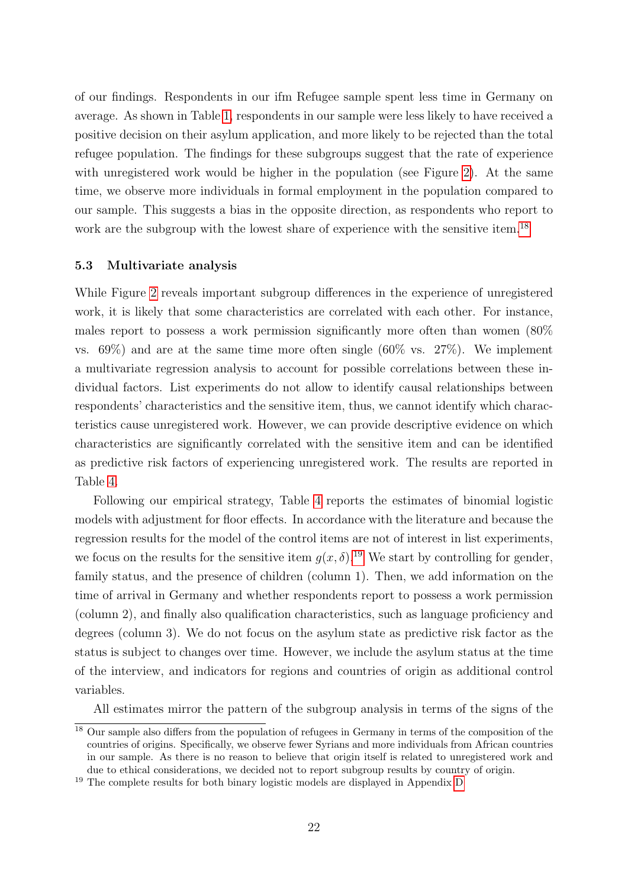of our findings. Respondents in our ifm Refugee sample spent less time in Germany on average. As shown in Table 1, respondents in our sample were less likely to have received a positive decision on their asylum application, and more likely to be rejected than the total refugee population. The findings for these subgroups suggest that the rate of experience with unregistered work would be higher in the population (see Figure 2). At the same time, we observe more individuals in formal employment in the population compared to our sample. This suggests a bias in the opposite direction, as respondents who report to work are the subgroup with the lowest share of experience with the sensitive item.[18]

### 5.3 Multivariate analysis

While Figure 2 reveals important subgroup differences in the experience of unregistered work, it is likely that some characteristics are correlated with each other. For instance, males report to possess a work permission significantly more often than women (80% vs. 69%) and are at the same time more often single (60% vs. 27%). We implement a multivariate regression analysis to account for possible correlations between these individual factors. List experiments do not allow to identify causal relationships between respondents' characteristics and the sensitive item, thus, we cannot identify which characteristics cause unregistered work. However, we can provide descriptive evidence on which characteristics are significantly correlated with the sensitive item and can be identified as predictive risk factors of experiencing unregistered work. The results are reported in Table 4.

Following our empirical strategy, Table 4 reports the estimates of binomial logistic models with adjustment for floor effects. In accordance with the literature and because the regression results for the model of the control items are not of interest in list experiments, we focus on the results for the sensitive item $g(x, \delta)$.[19] We start by controlling for gender, family status, and the presence of children (column 1). Then, we add information on the time of arrival in Germany and whether respondents report to possess a work permission (column 2), and finally also qualification characteristics, such as language proficiency and degrees (column 3). We do not focus on the asylum state as predictive risk factor as the status is subject to changes over time. However, we include the asylum status at the time of the interview, and indicators for regions and countries of origin as additional control variables.

All estimates mirror the pattern of the subgroup analysis in terms of the signs of the

[18] Our sample also differs from the population of refugees in Germany in terms of the composition of the countries of origins. Specifically, we observe fewer Syrians and more individuals from African countries in our sample. As there is no reason to believe that origin itself is related to unregistered work and due to ethical considerations, we decided not to report subgroup results by country of origin.

[19] The complete results for both binary logistic models are displayed in Appendix D.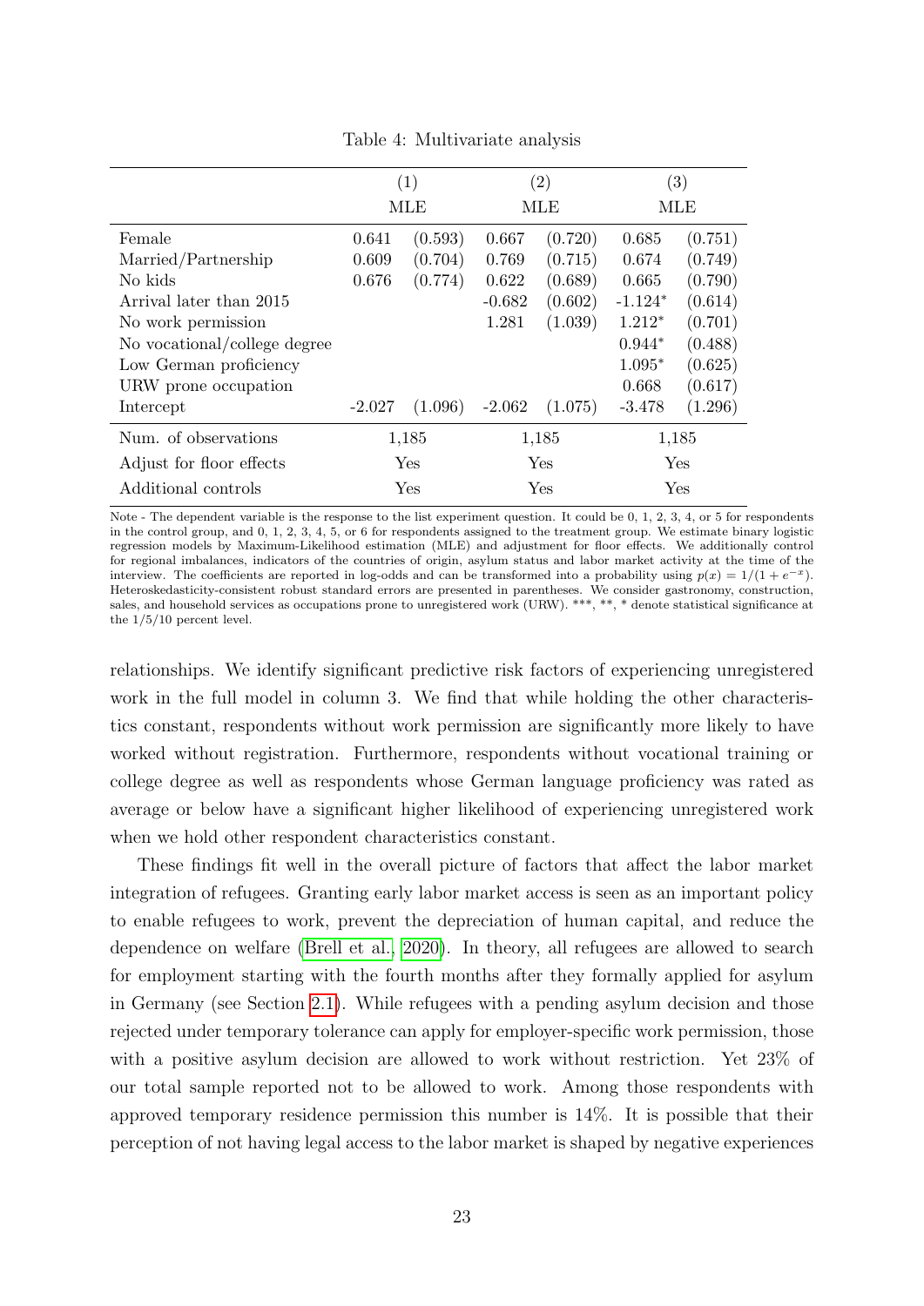Table 4: Multivariate analysis

| | (1) | | (2) | | (3) | |
|---|---|---|---|---|---|---|
| | MLE | | MLE | | MLE | |
| Female | 0.641 | (0.593) | 0.667 | (0.720) | 0.685 | (0.751) |
| Married/Partnership | 0.609 | (0.704) | 0.769 | (0.715) | 0.674 | (0.749) |
| No kids | 0.676 | (0.774) | 0.622 | (0.689) | 0.665 | (0.790) |
| Arrival later than 2015 | | | -0.682 | (0.602) | -1.124* | (0.614) |
| No work permission | | | 1.281 | (1.039) | 1.212* | (0.701) |
| No vocational/college degree | | | | | 0.944* | (0.488) |
| Low German proficiency | | | | | 1.095* | (0.625) |
| URW prone occupation | | | | | 0.668 | (0.617) |
| Intercept | -2.027 | (1.096) | -2.062 | (1.075) | -3.478 | (1.296) |
| Num. of observations | 1,185 | | 1,185 | | 1,185 | |
| Adjust for floor effects | Yes | | Yes | | Yes | |
| Additional controls | Yes | | Yes | | Yes | |

Note - The dependent variable is the response to the list experiment question. It could be 0, 1, 2, 3, 4, or 5 for respondents in the control group, and 0, 1, 2, 3, 4, 5, or 6 for respondents assigned to the treatment group. We estimate binary logistic regression models by Maximum-Likelihood estimation (MLE) and adjustment for floor effects. We additionally control for regional imbalances, indicators of the countries of origin, asylum status and labor market activity at the time of the interview. The coefficients are reported in log-odds and can be transformed into a probability using $p(x) = 1/(1 + e^{-x})$. Heteroskedasticity-consistent robust standard errors are presented in parentheses. We consider gastronomy, construction, sales, and household services as occupations prone to unregistered work (URW). ***, **, * denote statistical significance at the 1/5/10 percent level.

relationships. We identify significant predictive risk factors of experiencing unregistered work in the full model in column 3. We find that while holding the other characteristics constant, respondents without work permission are significantly more likely to have worked without registration. Furthermore, respondents without vocational training or college degree as well as respondents whose German language proficiency was rated as average or below have a significant higher likelihood of experiencing unregistered work when we hold other respondent characteristics constant.

These findings fit well in the overall picture of factors that affect the labor market integration of refugees. Granting early labor market access is seen as an important policy to enable refugees to work, prevent the depreciation of human capital, and reduce the dependence on welfare (Brell et al., 2020). In theory, all refugees are allowed to search for employment starting with the fourth months after they formally applied for asylum in Germany (see Section 2.1). While refugees with a pending asylum decision and those rejected under temporary tolerance can apply for employer-specific work permission, those with a positive asylum decision are allowed to work without restriction. Yet 23% of our total sample reported not to be allowed to work. Among those respondents with approved temporary residence permission this number is 14%. It is possible that their perception of not having legal access to the labor market is shaped by negative experiences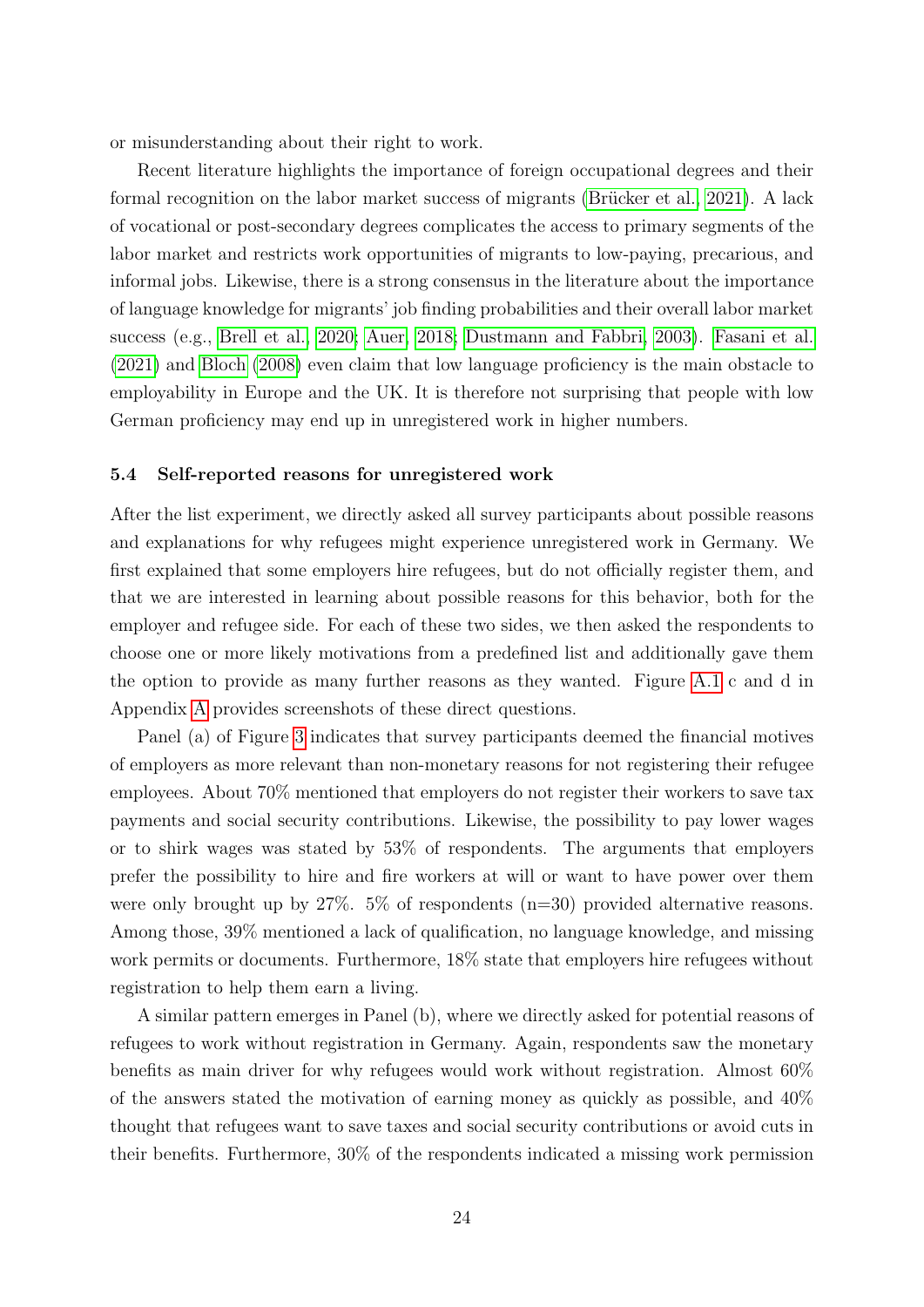or misunderstanding about their right to work.

Recent literature highlights the importance of foreign occupational degrees and their formal recognition on the labor market success of migrants (Brücker et al., 2021). A lack of vocational or post-secondary degrees complicates the access to primary segments of the labor market and restricts work opportunities of migrants to low-paying, precarious, and informal jobs. Likewise, there is a strong consensus in the literature about the importance of language knowledge for migrants' job finding probabilities and their overall labor market success (e.g., Brell et al., 2020; Auer, 2018; Dustmann and Fabbri, 2003). Fasani et al. (2021) and Bloch (2008) even claim that low language proficiency is the main obstacle to employability in Europe and the UK. It is therefore not surprising that people with low German proficiency may end up in unregistered work in higher numbers.

### 5.4 Self-reported reasons for unregistered work

After the list experiment, we directly asked all survey participants about possible reasons and explanations for why refugees might experience unregistered work in Germany. We first explained that some employers hire refugees, but do not officially register them, and that we are interested in learning about possible reasons for this behavior, both for the employer and refugee side. For each of these two sides, we then asked the respondents to choose one or more likely motivations from a predefined list and additionally gave them the option to provide as many further reasons as they wanted. Figure A.1 c and d in Appendix A provides screenshots of these direct questions.

Panel (a) of Figure 3 indicates that survey participants deemed the financial motives of employers as more relevant than non-monetary reasons for not registering their refugee employees. About 70% mentioned that employers do not register their workers to save tax payments and social security contributions. Likewise, the possibility to pay lower wages or to shirk wages was stated by 53% of respondents. The arguments that employers prefer the possibility to hire and fire workers at will or want to have power over them were only brought up by 27%. 5% of respondents (n=30) provided alternative reasons. Among those, 39% mentioned a lack of qualification, no language knowledge, and missing work permits or documents. Furthermore, 18% state that employers hire refugees without registration to help them earn a living.

A similar pattern emerges in Panel (b), where we directly asked for potential reasons of refugees to work without registration in Germany. Again, respondents saw the monetary benefits as main driver for why refugees would work without registration. Almost 60% of the answers stated the motivation of earning money as quickly as possible, and 40% thought that refugees want to save taxes and social security contributions or avoid cuts in their benefits. Furthermore, 30% of the respondents indicated a missing work permission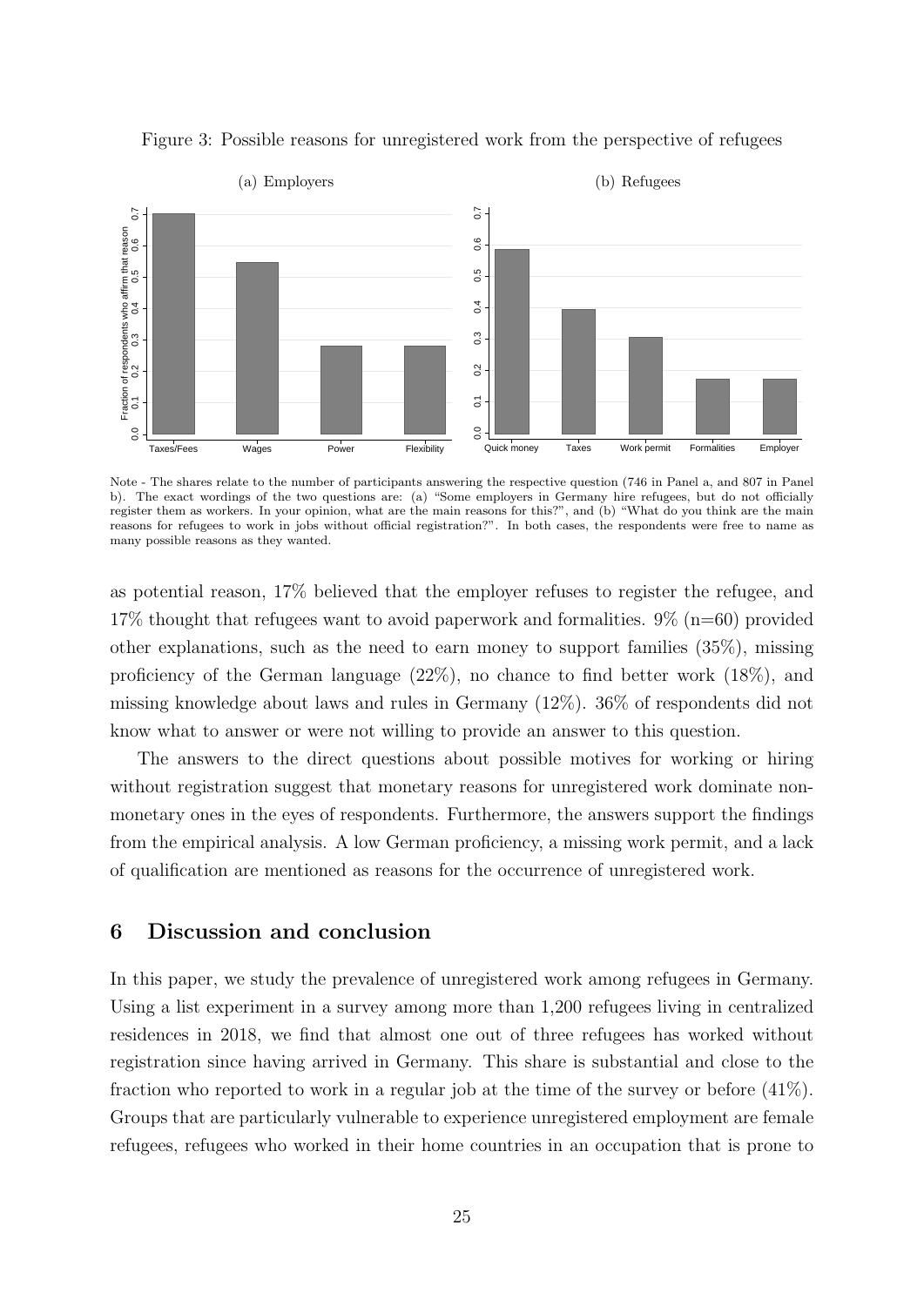Figure 3: Possible reasons for unregistered work from the perspective of refugees

Note - The shares relate to the number of participants answering the respective question (746 in Panel a, and 807 in Panel b). The exact wordings of the two questions are: (a) "Some employers in Germany hire refugees, but do not officially register them as workers. In your opinion, what are the main reasons for this?", and (b) "What do you think are the main reasons for refugees to work in jobs without official registration?". In both cases, the respondents were free to name as many possible reasons as they wanted.

as potential reason, 17% believed that the employer refuses to register the refugee, and 17% thought that refugees want to avoid paperwork and formalities. 9% (n=60) provided other explanations, such as the need to earn money to support families (35%), missing proficiency of the German language (22%), no chance to find better work (18%), and missing knowledge about laws and rules in Germany (12%). 36% of respondents did not know what to answer or were not willing to provide an answer to this question.

The answers to the direct questions about possible motives for working or hiring without registration suggest that monetary reasons for unregistered work dominate non-monetary ones in the eyes of respondents. Furthermore, the answers support the findings from the empirical analysis. A low German proficiency, a missing work permit, and a lack of qualification are mentioned as reasons for the occurrence of unregistered work.

## 6 Discussion and conclusion

In this paper, we study the prevalence of unregistered work among refugees in Germany. Using a list experiment in a survey among more than 1,200 refugees living in centralized residences in 2018, we find that almost one out of three refugees has worked without registration since having arrived in Germany. This share is substantial and close to the fraction who reported to work in a regular job at the time of the survey or before (41%). Groups that are particularly vulnerable to experience unregistered employment are female refugees, refugees who worked in their home countries in an occupation that is prone to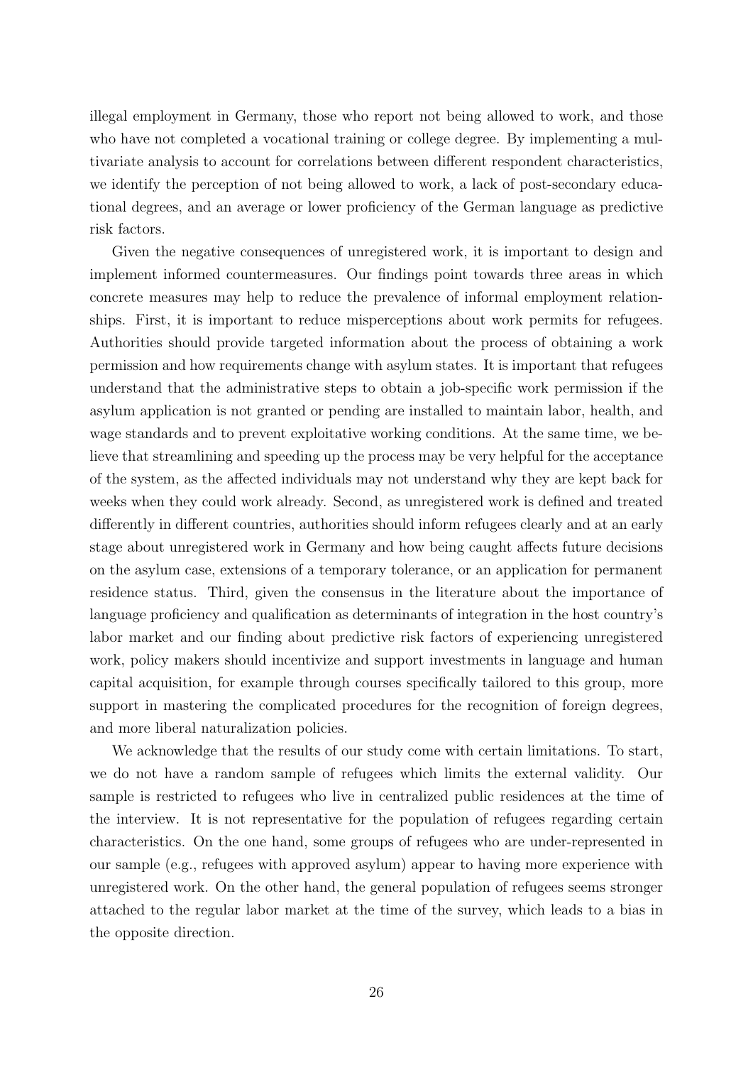illegal employment in Germany, those who report not being allowed to work, and those who have not completed a vocational training or college degree. By implementing a multivariate analysis to account for correlations between different respondent characteristics, we identify the perception of not being allowed to work, a lack of post-secondary educational degrees, and an average or lower proficiency of the German language as predictive risk factors.

Given the negative consequences of unregistered work, it is important to design and implement informed countermeasures. Our findings point towards three areas in which concrete measures may help to reduce the prevalence of informal employment relationships. First, it is important to reduce misperceptions about work permits for refugees. Authorities should provide targeted information about the process of obtaining a work permission and how requirements change with asylum states. It is important that refugees understand that the administrative steps to obtain a job-specific work permission if the asylum application is not granted or pending are installed to maintain labor, health, and wage standards and to prevent exploitative working conditions. At the same time, we believe that streamlining and speeding up the process may be very helpful for the acceptance of the system, as the affected individuals may not understand why they are kept back for weeks when they could work already. Second, as unregistered work is defined and treated differently in different countries, authorities should inform refugees clearly and at an early stage about unregistered work in Germany and how being caught affects future decisions on the asylum case, extensions of a temporary tolerance, or an application for permanent residence status. Third, given the consensus in the literature about the importance of language proficiency and qualification as determinants of integration in the host country's labor market and our finding about predictive risk factors of experiencing unregistered work, policy makers should incentivize and support investments in language and human capital acquisition, for example through courses specifically tailored to this group, more support in mastering the complicated procedures for the recognition of foreign degrees, and more liberal naturalization policies.

We acknowledge that the results of our study come with certain limitations. To start, we do not have a random sample of refugees which limits the external validity. Our sample is restricted to refugees who live in centralized public residences at the time of the interview. It is not representative for the population of refugees regarding certain characteristics. On the one hand, some groups of refugees who are under-represented in our sample (e.g., refugees with approved asylum) appear to having more experience with unregistered work. On the other hand, the general population of refugees seems stronger attached to the regular labor market at the time of the survey, which leads to a bias in the opposite direction.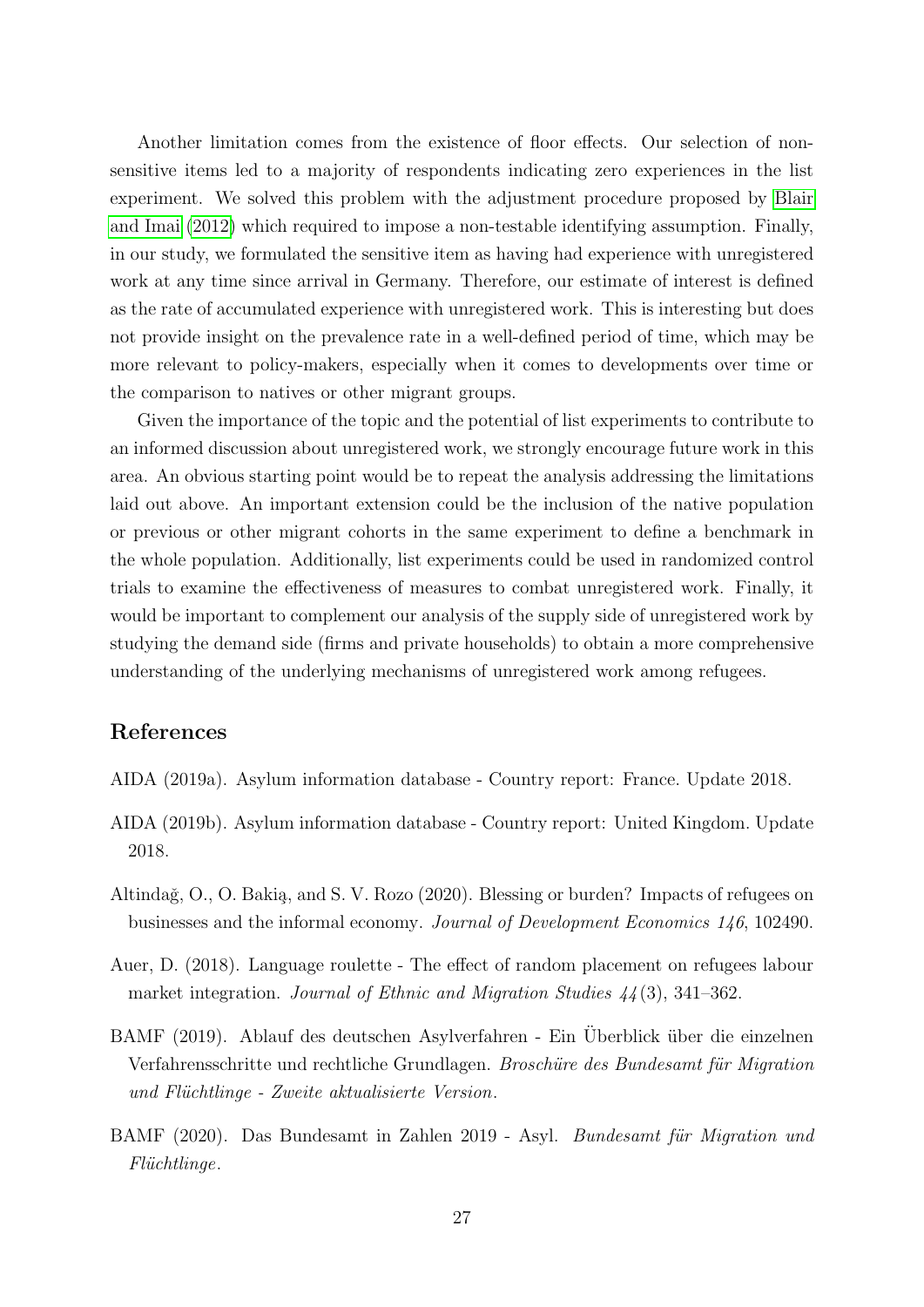Another limitation comes from the existence of floor effects. Our selection of non-sensitive items led to a majority of respondents indicating zero experiences in the list experiment. We solved this problem with the adjustment procedure proposed by Blair and Imai (2012) which required to impose a non-testable identifying assumption. Finally, in our study, we formulated the sensitive item as having had experience with unregistered work at any time since arrival in Germany. Therefore, our estimate of interest is defined as the rate of accumulated experience with unregistered work. This is interesting but does not provide insight on the prevalence rate in a well-defined period of time, which may be more relevant to policy-makers, especially when it comes to developments over time or the comparison to natives or other migrant groups.

Given the importance of the topic and the potential of list experiments to contribute to an informed discussion about unregistered work, we strongly encourage future work in this area. An obvious starting point would be to repeat the analysis addressing the limitations laid out above. An important extension could be the inclusion of the native population or previous or other migrant cohorts in the same experiment to define a benchmark in the whole population. Additionally, list experiments could be used in randomized control trials to examine the effectiveness of measures to combat unregistered work. Finally, it would be important to complement our analysis of the supply side of unregistered work by studying the demand side (firms and private households) to obtain a more comprehensive understanding of the underlying mechanisms of unregistered work among refugees.

## References

AIDA (2019a). Asylum information database - Country report: France. Update 2018.

AIDA (2019b). Asylum information database - Country report: United Kingdom. Update 2018.

Altindağ, O., O. Bakią, and S. V. Rozo (2020). Blessing or burden? Impacts of refugees on businesses and the informal economy. *Journal of Development Economics 146*, 102490.

Auer, D. (2018). Language roulette - The effect of random placement on refugees labour market integration. *Journal of Ethnic and Migration Studies 44*(3), 341–362.

BAMF (2019). Ablauf des deutschen Asylverfahren - Ein Überblick über die einzelnen Verfahrensschritte und rechtliche Grundlagen. *Broschüre des Bundesamt für Migration und Flüchtlinge - Zweite aktualisierte Version.*

BAMF (2020). Das Bundesamt in Zahlen 2019 - Asyl. *Bundesamt für Migration und Flüchtlinge.*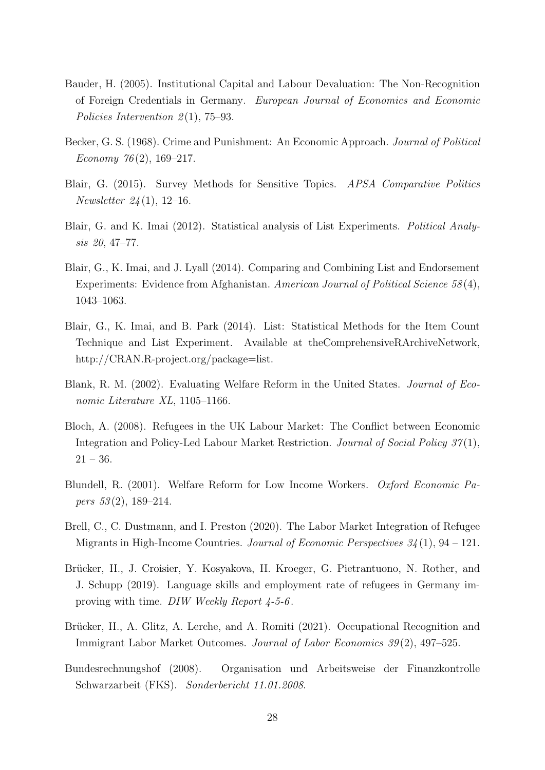Bauder, H. (2005). Institutional Capital and Labour Devaluation: The Non-Recognition of Foreign Credentials in Germany. *European Journal of Economics and Economic Policies Intervention 2*(1), 75–93.

Becker, G. S. (1968). Crime and Punishment: An Economic Approach. *Journal of Political Economy 76*(2), 169–217.

Blair, G. (2015). Survey Methods for Sensitive Topics. *APSA Comparative Politics Newsletter 24*(1), 12–16.

Blair, G. and K. Imai (2012). Statistical analysis of List Experiments. *Political Analysis 20*, 47–77.

Blair, G., K. Imai, and J. Lyall (2014). Comparing and Combining List and Endorsement Experiments: Evidence from Afghanistan. *American Journal of Political Science 58*(4), 1043–1063.

Blair, G., K. Imai, and B. Park (2014). List: Statistical Methods for the Item Count Technique and List Experiment. Available at theComprehensiveRArchiveNetwork, http://CRAN.R-project.org/package=list.

Blank, R. M. (2002). Evaluating Welfare Reform in the United States. *Journal of Economic Literature XL*, 1105–1166.

Bloch, A. (2008). Refugees in the UK Labour Market: The Conflict between Economic Integration and Policy-Led Labour Market Restriction. *Journal of Social Policy 37*(1), 21 – 36.

Blundell, R. (2001). Welfare Reform for Low Income Workers. *Oxford Economic Papers 53*(2), 189–214.

Brell, C., C. Dustmann, and I. Preston (2020). The Labor Market Integration of Refugee Migrants in High-Income Countries. *Journal of Economic Perspectives 34*(1), 94 – 121.

Brücker, H., J. Croisier, Y. Kosyakova, H. Kroeger, G. Pietrantuono, N. Rother, and J. Schupp (2019). Language skills and employment rate of refugees in Germany improving with time. *DIW Weekly Report 4-5-6*.

Brücker, H., A. Glitz, A. Lerche, and A. Romiti (2021). Occupational Recognition and Immigrant Labor Market Outcomes. *Journal of Labor Economics 39*(2), 497–525.

Bundesrechnungshof (2008). Organisation und Arbeitsweise der Finanzkontrolle Schwarzarbeit (FKS). *Sonderbericht 11.01.2008*.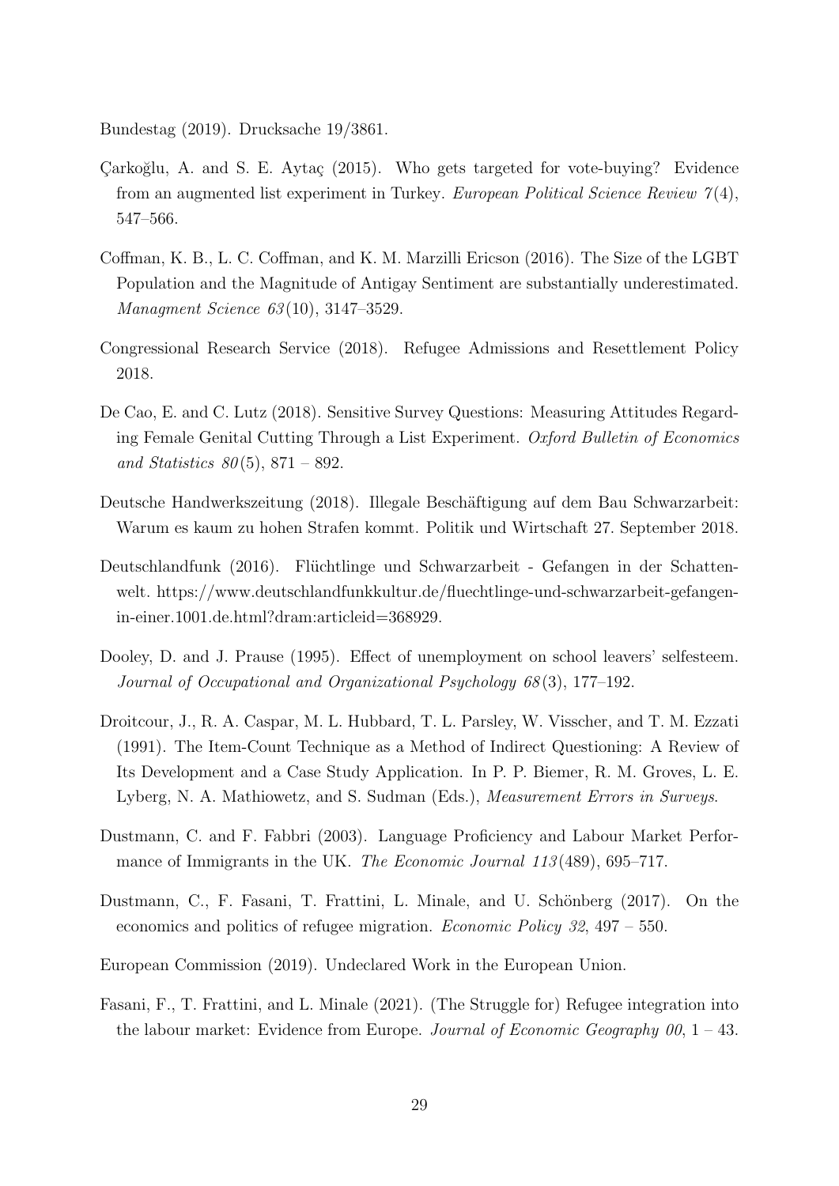Bundestag (2019). Drucksache 19/3861.

Çarkoğlu, A. and S. E. Aytaç (2015). Who gets targeted for vote-buying? Evidence from an augmented list experiment in Turkey. *European Political Science Review 7*(4), 547–566.

Coffman, K. B., L. C. Coffman, and K. M. Marzilli Ericson (2016). The Size of the LGBT Population and the Magnitude of Antigay Sentiment are substantially underestimated. *Managment Science 63*(10), 3147–3529.

Congressional Research Service (2018). Refugee Admissions and Resettlement Policy 2018.

De Cao, E. and C. Lutz (2018). Sensitive Survey Questions: Measuring Attitudes Regarding Female Genital Cutting Through a List Experiment. *Oxford Bulletin of Economics and Statistics 80*(5), 871 – 892.

Deutsche Handwerkszeitung (2018). Illegale Beschäftigung auf dem Bau Schwarzarbeit: Warum es kaum zu hohen Strafen kommt. Politik und Wirtschaft 27. September 2018.

Deutschlandfunk (2016). Flüchtlinge und Schwarzarbeit - Gefangen in der Schattenwelt. https://www.deutschlandfunkkultur.de/fluechtlinge-und-schwarzarbeit-gefangen-in-einer.1001.de.html?dram:articleid=368929.

Dooley, D. and J. Prause (1995). Effect of unemployment on school leavers' selfesteem. *Journal of Occupational and Organizational Psychology 68*(3), 177–192.

Droitcour, J., R. A. Caspar, M. L. Hubbard, T. L. Parsley, W. Visscher, and T. M. Ezzati (1991). The Item-Count Technique as a Method of Indirect Questioning: A Review of Its Development and a Case Study Application. In P. P. Biemer, R. M. Groves, L. E. Lyberg, N. A. Mathiowetz, and S. Sudman (Eds.), *Measurement Errors in Surveys*.

Dustmann, C. and F. Fabbri (2003). Language Proficiency and Labour Market Performance of Immigrants in the UK. *The Economic Journal 113*(489), 695–717.

Dustmann, C., F. Fasani, T. Frattini, L. Minale, and U. Schönberg (2017). On the economics and politics of refugee migration. *Economic Policy 32*, 497 – 550.

European Commission (2019). Undeclared Work in the European Union.

Fasani, F., T. Frattini, and L. Minale (2021). (The Struggle for) Refugee integration into the labour market: Evidence from Europe. *Journal of Economic Geography 00*, 1 – 43.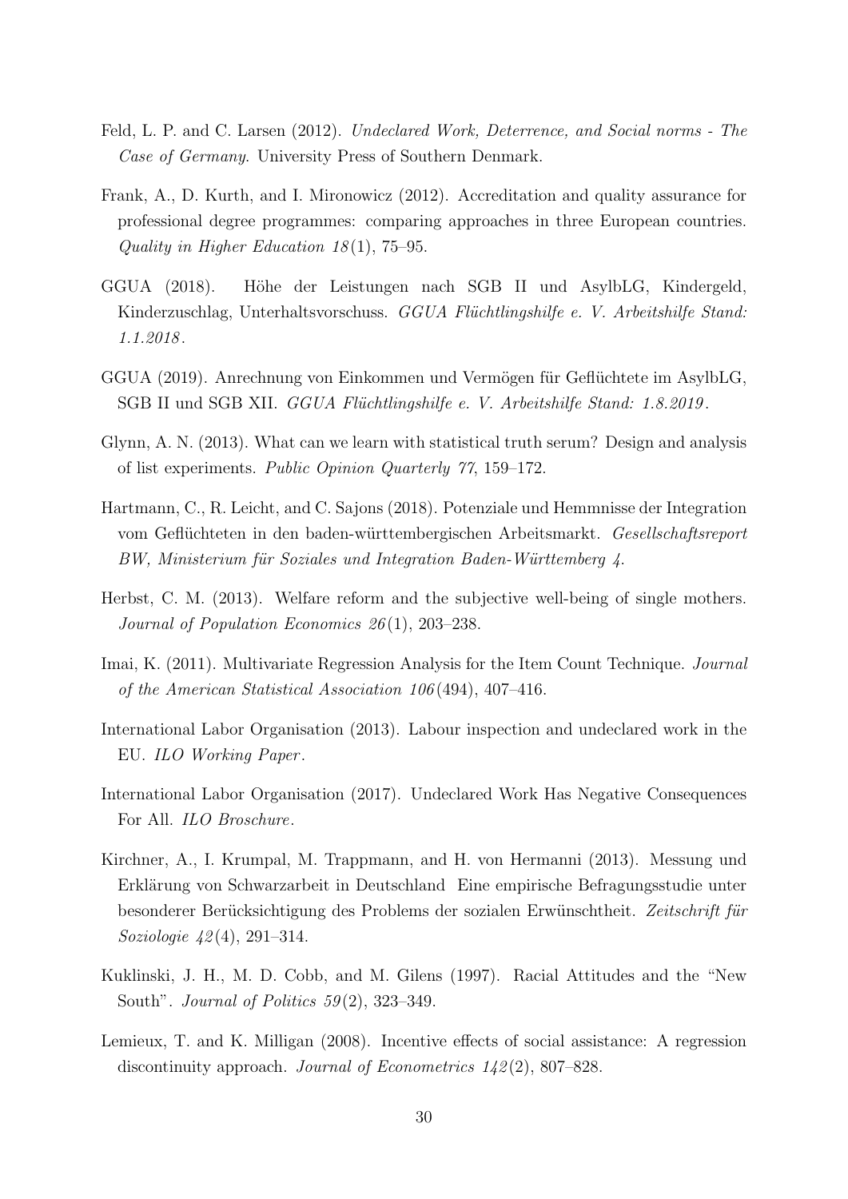Feld, L. P. and C. Larsen (2012). *Undeclared Work, Deterrence, and Social norms - The Case of Germany*. University Press of Southern Denmark.

Frank, A., D. Kurth, and I. Mironowicz (2012). Accreditation and quality assurance for professional degree programmes: comparing approaches in three European countries. *Quality in Higher Education 18*(1), 75–95.

GGUA (2018). Höhe der Leistungen nach SGB II und AsylbLG, Kindergeld, Kinderzuschlag, Unterhaltsvorschuss. *GGUA Flüchtlingshilfe e. V. Arbeitshilfe Stand: 1.1.2018*.

GGUA (2019). Anrechnung von Einkommen und Vermögen für Geflüchtete im AsylbLG, SGB II und SGB XII. *GGUA Flüchtlingshilfe e. V. Arbeitshilfe Stand: 1.8.2019*.

Glynn, A. N. (2013). What can we learn with statistical truth serum? Design and analysis of list experiments. *Public Opinion Quarterly 77*, 159–172.

Hartmann, C., R. Leicht, and C. Sajons (2018). Potenziale und Hemmnisse der Integration vom Geflüchteten in den baden-württembergischen Arbeitsmarkt. *Gesellschaftsreport BW, Ministerium für Soziales und Integration Baden-Württemberg 4*.

Herbst, C. M. (2013). Welfare reform and the subjective well-being of single mothers. *Journal of Population Economics 26*(1), 203–238.

Imai, K. (2011). Multivariate Regression Analysis for the Item Count Technique. *Journal of the American Statistical Association 106*(494), 407–416.

International Labor Organisation (2013). Labour inspection and undeclared work in the EU. *ILO Working Paper*.

International Labor Organisation (2017). Undeclared Work Has Negative Consequences For All. *ILO Broschure*.

Kirchner, A., I. Krumpal, M. Trappmann, and H. von Hermanni (2013). Messung und Erklärung von Schwarzarbeit in Deutschland Eine empirische Befragungsstudie unter besonderer Berücksichtigung des Problems der sozialen Erwünschtheit. *Zeitschrift für Soziologie 42*(4), 291–314.

Kuklinski, J. H., M. D. Cobb, and M. Gilens (1997). Racial Attitudes and the "New South". *Journal of Politics 59*(2), 323–349.

Lemieux, T. and K. Milligan (2008). Incentive effects of social assistance: A regression discontinuity approach. *Journal of Econometrics 142*(2), 807–828.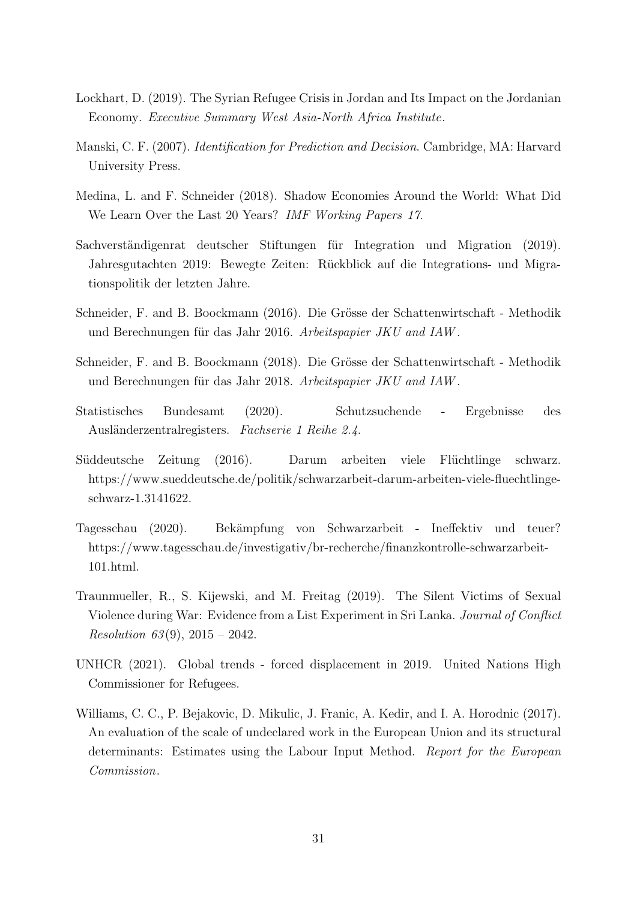Lockhart, D. (2019). The Syrian Refugee Crisis in Jordan and Its Impact on the Jordanian Economy. *Executive Summary West Asia-North Africa Institute*.

Manski, C. F. (2007). *Identification for Prediction and Decision*. Cambridge, MA: Harvard University Press.

Medina, L. and F. Schneider (2018). Shadow Economies Around the World: What Did We Learn Over the Last 20 Years? *IMF Working Papers 17*.

Sachverständigenrat deutscher Stiftungen für Integration und Migration (2019). Jahresgutachten 2019: Bewegte Zeiten: Rückblick auf die Integrations- und Migrationspolitik der letzten Jahre.

Schneider, F. and B. Boockmann (2016). Die Grösse der Schattenwirtschaft - Methodik und Berechnungen für das Jahr 2016. *Arbeitspapier JKU and IAW*.

Schneider, F. and B. Boockmann (2018). Die Grösse der Schattenwirtschaft - Methodik und Berechnungen für das Jahr 2018. *Arbeitspapier JKU and IAW*.

Statistisches Bundesamt (2020). Schutzsuchende - Ergebnisse des Ausländerzentralregisters. *Fachserie 1 Reihe 2.4*.

Süddeutsche Zeitung (2016). Darum arbeiten viele Flüchtlinge schwarz. https://www.sueddeutsche.de/politik/schwarzarbeit-darum-arbeiten-viele-fluechtlinge-schwarz-1.3141622.

Tagesschau (2020). Bekämpfung von Schwarzarbeit - Ineffektiv und teuer? https://www.tagesschau.de/investigativ/br-recherche/finanzkontrolle-schwarzarbeit-101.html.

Traunmueller, R., S. Kijewski, and M. Freitag (2019). The Silent Victims of Sexual Violence during War: Evidence from a List Experiment in Sri Lanka. *Journal of Conflict Resolution 63*(9), 2015 – 2042.

UNHCR (2021). Global trends - forced displacement in 2019. United Nations High Commissioner for Refugees.

Williams, C. C., P. Bejakovic, D. Mikulic, J. Franic, A. Kedir, and I. A. Horodnic (2017). An evaluation of the scale of undeclared work in the European Union and its structural determinants: Estimates using the Labour Input Method. *Report for the European Commission*.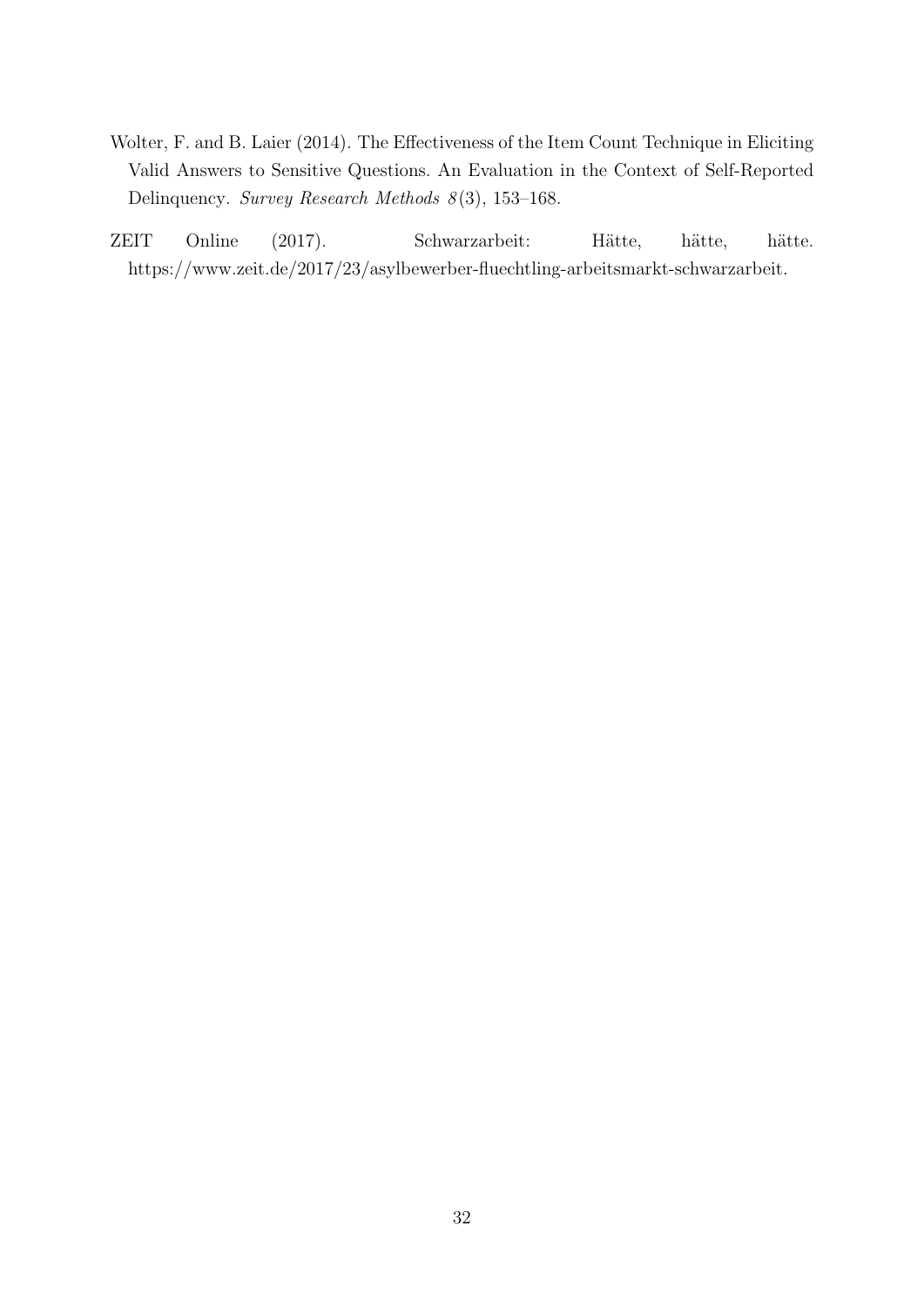Wolter, F. and B. Laier (2014). The Effectiveness of the Item Count Technique in Eliciting Valid Answers to Sensitive Questions. An Evaluation in the Context of Self-Reported Delinquency. *Survey Research Methods 8*(3), 153–168.

ZEIT Online (2017). Schwarzarbeit: Hätte, hätte, hätte. https://www.zeit.de/2017/23/asylbewerber-fluechtling-arbeitsmarkt-schwarzarbeit.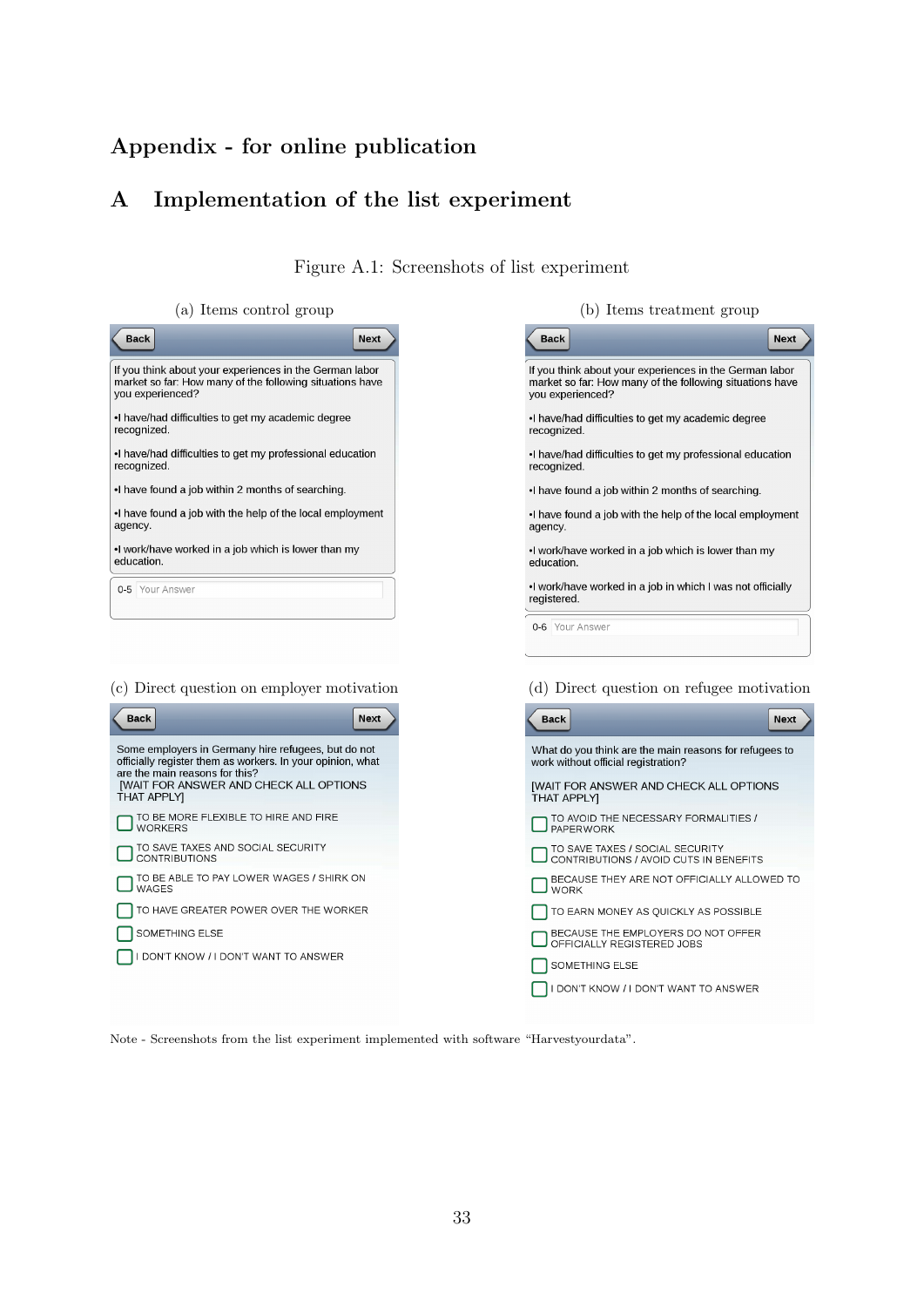# Appendix - for online publication

## A Implementation of the list experiment

Figure A.1: Screenshots of list experiment

(a) Items control group

Back | Next

If you think about your experiences in the German labor market so far: How many of the following situations have you experienced?

- I have/had difficulties to get my academic degree recognized.
- I have/had difficulties to get my professional education recognized.
- I have found a job within 2 months of searching.
- I have found a job with the help of the local employment agency.
- I work/have worked in a job which is lower than my education.

0-5 Your Answer

(b) Items treatment group

Back | Next

If you think about your experiences in the German labor market so far: How many of the following situations have you experienced?

- I have/had difficulties to get my academic degree recognized.
- I have/had difficulties to get my professional education recognized.
- I have found a job within 2 months of searching.
- I have found a job with the help of the local employment agency.
- I work/have worked in a job which is lower than my education.
- I work/have worked in a job in which I was not officially registered.

0-6 Your Answer

(c) Direct question on employer motivation

Back | Next

Some employers in Germany hire refugees, but do not officially register them as workers. In your opinion, what are the main reasons for this?
[WAIT FOR ANSWER AND CHECK ALL OPTIONS THAT APPLY]

- TO BE MORE FLEXIBLE TO HIRE AND FIRE WORKERS
- TO SAVE TAXES AND SOCIAL SECURITY CONTRIBUTIONS
- TO BE ABLE TO PAY LOWER WAGES / SHIRK ON WAGES
- TO HAVE GREATER POWER OVER THE WORKER
- SOMETHING ELSE
- I DON'T KNOW / I DON'T WANT TO ANSWER

(d) Direct question on refugee motivation

Back | Next

What do you think are the main reasons for refugees to work without official registration?

[WAIT FOR ANSWER AND CHECK ALL OPTIONS THAT APPLY]

- TO AVOID THE NECESSARY FORMALITIES / PAPERWORK
- TO SAVE TAXES / SOCIAL SECURITY CONTRIBUTIONS / AVOID CUTS IN BENEFITS
- BECAUSE THEY ARE NOT OFFICIALLY ALLOWED TO WORK
- TO EARN MONEY AS QUICKLY AS POSSIBLE
- BECAUSE THE EMPLOYERS DO NOT OFFER OFFICIALLY REGISTERED JOBS
- SOMETHING ELSE
- I DON'T KNOW / I DON'T WANT TO ANSWER

Note - Screenshots from the list experiment implemented with software "Harvestyourdata".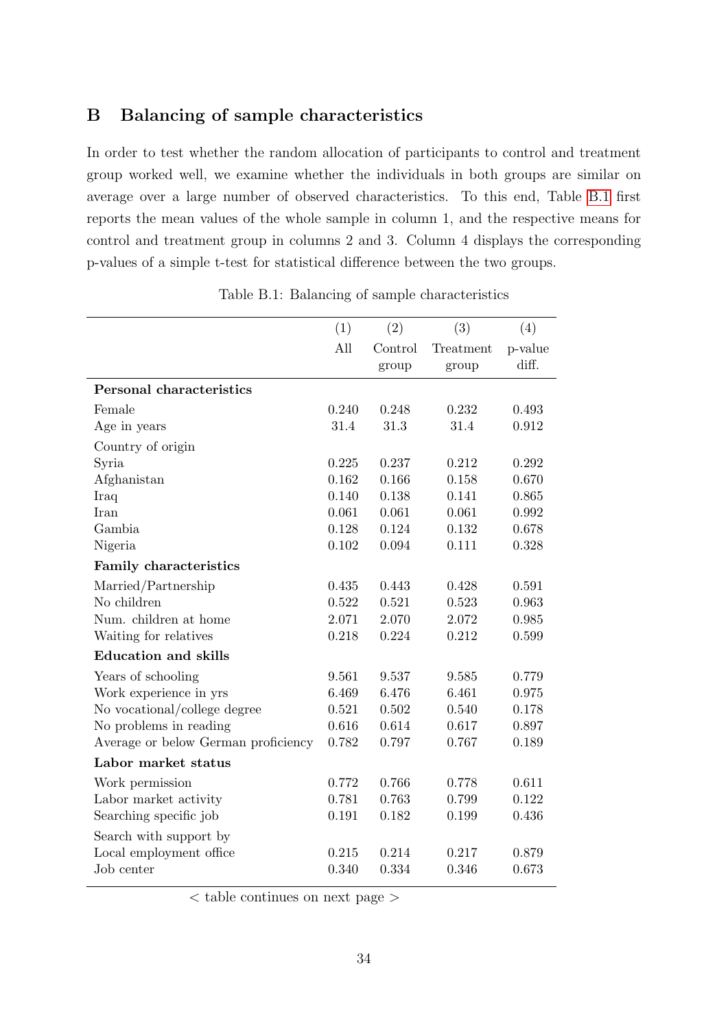## B Balancing of sample characteristics

In order to test whether the random allocation of participants to control and treatment group worked well, we examine whether the individuals in both groups are similar on average over a large number of observed characteristics. To this end, Table B.1 first reports the mean values of the whole sample in column 1, and the respective means for control and treatment group in columns 2 and 3. Column 4 displays the corresponding p-values of a simple t-test for statistical difference between the two groups.

Table B.1: Balancing of sample characteristics

| | (1) All | (2) Control group | (3) Treatment group | (4) p-value diff. |
|---|---|---|---|---|
| **Personal characteristics** | | | | |
| Female | 0.240 | 0.248 | 0.232 | 0.493 |
| Age in years | 31.4 | 31.3 | 31.4 | 0.912 |
| Country of origin | | | | |
| Syria | 0.225 | 0.237 | 0.212 | 0.292 |
| Afghanistan | 0.162 | 0.166 | 0.158 | 0.670 |
| Iraq | 0.140 | 0.138 | 0.141 | 0.865 |
| Iran | 0.061 | 0.061 | 0.061 | 0.992 |
| Gambia | 0.128 | 0.124 | 0.132 | 0.678 |
| Nigeria | 0.102 | 0.094 | 0.111 | 0.328 |
| **Family characteristics** | | | | |
| Married/Partnership | 0.435 | 0.443 | 0.428 | 0.591 |
| No children | 0.522 | 0.521 | 0.523 | 0.963 |
| Num. children at home | 2.071 | 2.070 | 2.072 | 0.985 |
| Waiting for relatives | 0.218 | 0.224 | 0.212 | 0.599 |
| **Education and skills** | | | | |
| Years of schooling | 9.561 | 9.537 | 9.585 | 0.779 |
| Work experience in yrs | 6.469 | 6.476 | 6.461 | 0.975 |
| No vocational/college degree | 0.521 | 0.502 | 0.540 | 0.178 |
| No problems in reading | 0.616 | 0.614 | 0.617 | 0.897 |
| Average or below German proficiency | 0.782 | 0.797 | 0.767 | 0.189 |
| **Labor market status** | | | | |
| Work permission | 0.772 | 0.766 | 0.778 | 0.611 |
| Labor market activity | 0.781 | 0.763 | 0.799 | 0.122 |
| Searching specific job | 0.191 | 0.182 | 0.199 | 0.436 |
| Search with support by | | | | |
| Local employment office | 0.215 | 0.214 | 0.217 | 0.879 |
| Job center | 0.340 | 0.334 | 0.346 | 0.673 |

< table continues on next page >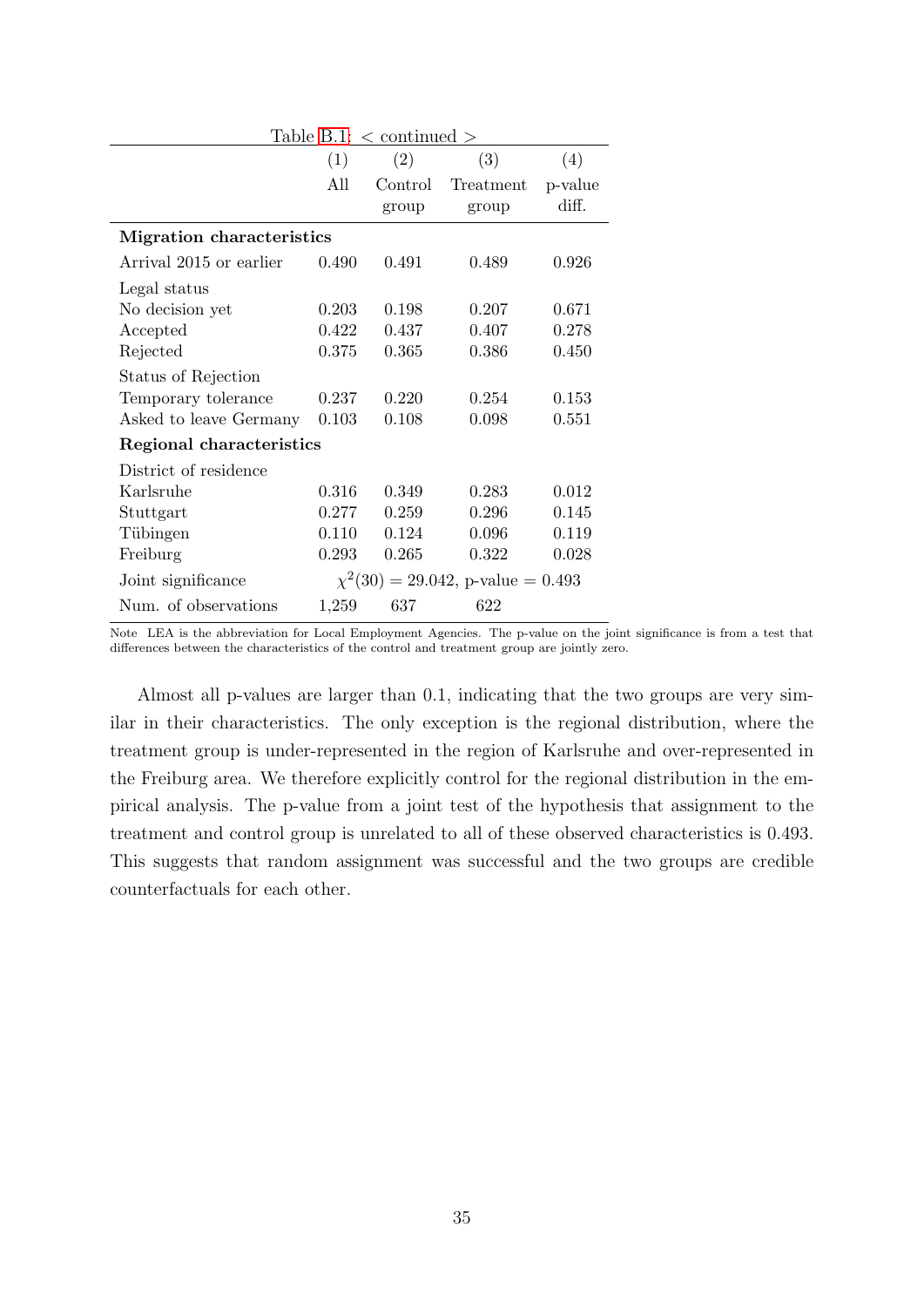Table B.1: < continued >

| | (1) | (2) | (3) | (4) |
|---|---|---|---|---|
| | All | Control group | Treatment group | p-value diff. |
| **Migration characteristics** | | | | |
| Arrival 2015 or earlier | 0.490 | 0.491 | 0.489 | 0.926 |
| Legal status | | | | |
| No decision yet | 0.203 | 0.198 | 0.207 | 0.671 |
| Accepted | 0.422 | 0.437 | 0.407 | 0.278 |
| Rejected | 0.375 | 0.365 | 0.386 | 0.450 |
| Status of Rejection | | | | |
| Temporary tolerance | 0.237 | 0.220 | 0.254 | 0.153 |
| Asked to leave Germany | 0.103 | 0.108 | 0.098 | 0.551 |
| **Regional characteristics** | | | | |
| District of residence | | | | |
| Karlsruhe | 0.316 | 0.349 | 0.283 | 0.012 |
| Stuttgart | 0.277 | 0.259 | 0.296 | 0.145 |
| Tübingen | 0.110 | 0.124 | 0.096 | 0.119 |
| Freiburg | 0.293 | 0.265 | 0.322 | 0.028 |
| Joint significance | $\chi^2(30) = 29.042$, p-value $= 0.493$ | | | |
| Num. of observations | 1,259 | 637 | 622 | |

Note LEA is the abbreviation for Local Employment Agencies. The p-value on the joint significance is from a test that differences between the characteristics of the control and treatment group are jointly zero.

Almost all p-values are larger than 0.1, indicating that the two groups are very similar in their characteristics. The only exception is the regional distribution, where the treatment group is under-represented in the region of Karlsruhe and over-represented in the Freiburg area. We therefore explicitly control for the regional distribution in the empirical analysis. The p-value from a joint test of the hypothesis that assignment to the treatment and control group is unrelated to all of these observed characteristics is 0.493. This suggests that random assignment was successful and the two groups are credible counterfactuals for each other.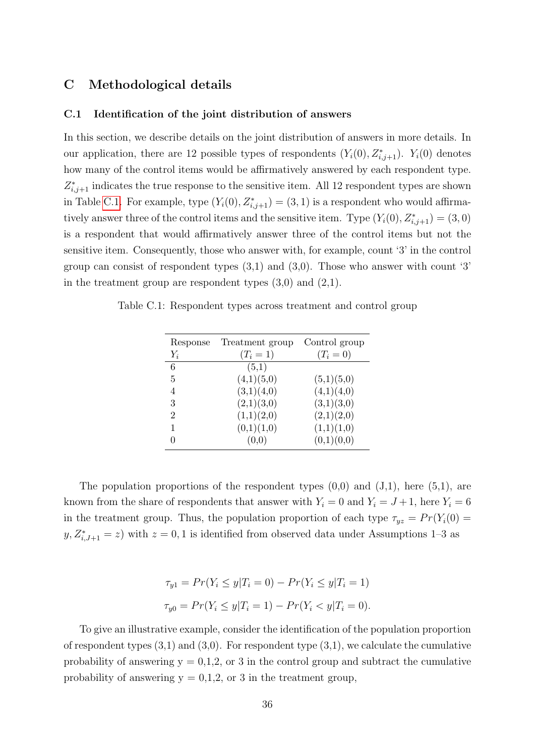## C Methodological details

### C.1 Identification of the joint distribution of answers

In this section, we describe details on the joint distribution of answers in more details. In our application, there are 12 possible types of respondents $(Y_i(0), Z^*_{i,j+1})$. $Y_i(0)$ denotes how many of the control items would be affirmatively answered by each respondent type. $Z^*_{i,j+1}$ indicates the true response to the sensitive item. All 12 respondent types are shown in Table C.1. For example, type $(Y_i(0), Z^*_{i,j+1}) = (3, 1)$ is a respondent who would affirmatively answer three of the control items and the sensitive item. Type $(Y_i(0), Z^*_{i,j+1}) = (3, 0)$ is a respondent that would affirmatively answer three of the control items but not the sensitive item. Consequently, those who answer with, for example, count '3' in the control group can consist of respondent types (3,1) and (3,0). Those who answer with count '3' in the treatment group are respondent types (3,0) and (2,1).

Table C.1: Respondent types across treatment and control group

| Response $Y_i$ | Treatment group ($T_i = 1$) | Control group ($T_i = 0$) |
|---|---|---|
| 6 | (5,1) | |
| 5 | (4,1)(5,0) | (5,1)(5,0) |
| 4 | (3,1)(4,0) | (4,1)(4,0) |
| 3 | (2,1)(3,0) | (3,1)(3,0) |
| 2 | (1,1)(2,0) | (2,1)(2,0) |
| 1 | (0,1)(1,0) | (1,1)(1,0) |
| 0 | (0,0) | (0,1)(0,0) |

The population proportions of the respondent types (0,0) and (J,1), here (5,1), are known from the share of respondents that answer with $Y_i = 0$ and $Y_i = J + 1$, here $Y_i = 6$ in the treatment group. Thus, the population proportion of each type $\tau_{yz} = Pr(Y_i(0) = y, Z^*_{i,J+1} = z)$ with $z = 0, 1$ is identified from observed data under Assumptions 1–3 as

$$\tau_{y1} = Pr(Y_i \leq y | T_i = 0) - Pr(Y_i \leq y | T_i = 1)$$

$$\tau_{y0} = Pr(Y_i \leq y | T_i = 1) - Pr(Y_i < y | T_i = 0).$$

To give an illustrative example, consider the identification of the population proportion of respondent types (3,1) and (3,0). For respondent type (3,1), we calculate the cumulative probability of answering y = 0,1,2, or 3 in the control group and subtract the cumulative probability of answering y = 0,1,2, or 3 in the treatment group,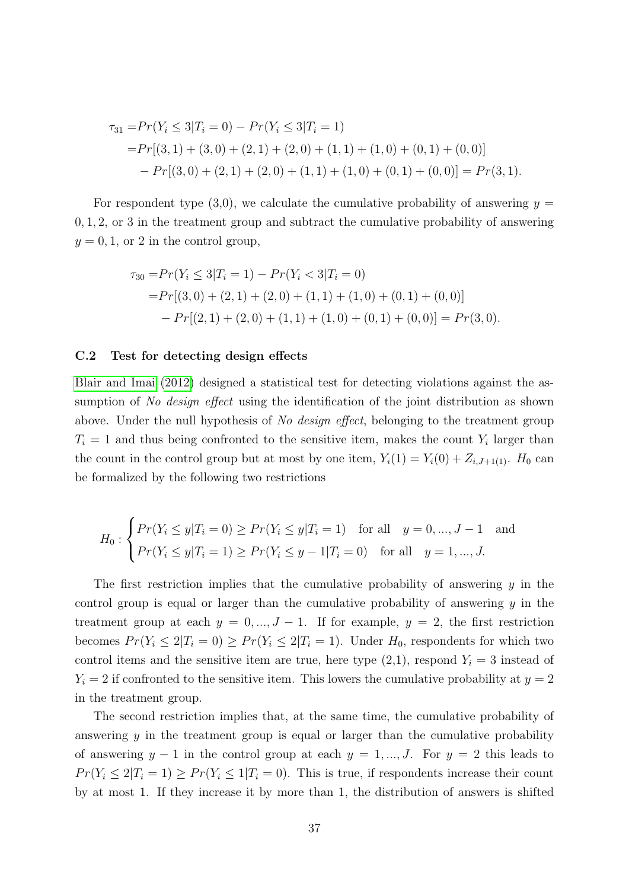$$
\begin{aligned}
\tau_{31} =& Pr(Y_i \leq 3|T_i = 0) - Pr(Y_i \leq 3|T_i = 1) \\
=& Pr[(3,1) + (3,0) + (2,1) + (2,0) + (1,1) + (1,0) + (0,1) + (0,0)] \\
&- Pr[(3,0) + (2,1) + (2,0) + (1,1) + (1,0) + (0,1) + (0,0)] = Pr(3,1).
\end{aligned}
$$

For respondent type (3,0), we calculate the cumulative probability of answering $y = 0, 1, 2$, or 3 in the treatment group and subtract the cumulative probability of answering $y = 0, 1$, or 2 in the control group,

$$
\begin{aligned}
\tau_{30} =& Pr(Y_i \leq 3|T_i = 1) - Pr(Y_i < 3|T_i = 0) \\
=& Pr[(3,0) + (2,1) + (2,0) + (1,1) + (1,0) + (0,1) + (0,0)] \\
&- Pr[(2,1) + (2,0) + (1,1) + (1,0) + (0,1) + (0,0)] = Pr(3,0).
\end{aligned}
$$

### C.2 Test for detecting design effects

Blair and Imai (2012) designed a statistical test for detecting violations against the assumption of *No design effect* using the identification of the joint distribution as shown above. Under the null hypothesis of *No design effect*, belonging to the treatment group $T_i = 1$ and thus being confronted to the sensitive item, makes the count $Y_i$ larger than the count in the control group but at most by one item, $Y_i(1) = Y_i(0) + Z_{i,J+1(1)}$. $H_0$ can be formalized by the following two restrictions

$$
H_0 : \begin{cases} Pr(Y_i \leq y|T_i = 0) \geq Pr(Y_i \leq y|T_i = 1) \quad \text{for all} \quad y = 0, ..., J-1 \quad \text{and} \\ Pr(Y_i \leq y|T_i = 1) \geq Pr(Y_i \leq y-1|T_i = 0) \quad \text{for all} \quad y = 1, ..., J. \end{cases}
$$

The first restriction implies that the cumulative probability of answering $y$ in the control group is equal or larger than the cumulative probability of answering $y$ in the treatment group at each $y = 0, ..., J-1$. If for example, $y = 2$, the first restriction becomes $Pr(Y_i \leq 2|T_i = 0) \geq Pr(Y_i \leq 2|T_i = 1)$. Under $H_0$, respondents for which two control items and the sensitive item are true, here type (2,1), respond $Y_i = 3$ instead of $Y_i = 2$ if confronted to the sensitive item. This lowers the cumulative probability at $y = 2$ in the treatment group.

The second restriction implies that, at the same time, the cumulative probability of answering $y$ in the treatment group is equal or larger than the cumulative probability of answering $y-1$ in the control group at each $y = 1, ..., J$. For $y = 2$ this leads to $Pr(Y_i \leq 2|T_i = 1) \geq Pr(Y_i \leq 1|T_i = 0)$. This is true, if respondents increase their count by at most 1. If they increase it by more than 1, the distribution of answers is shifted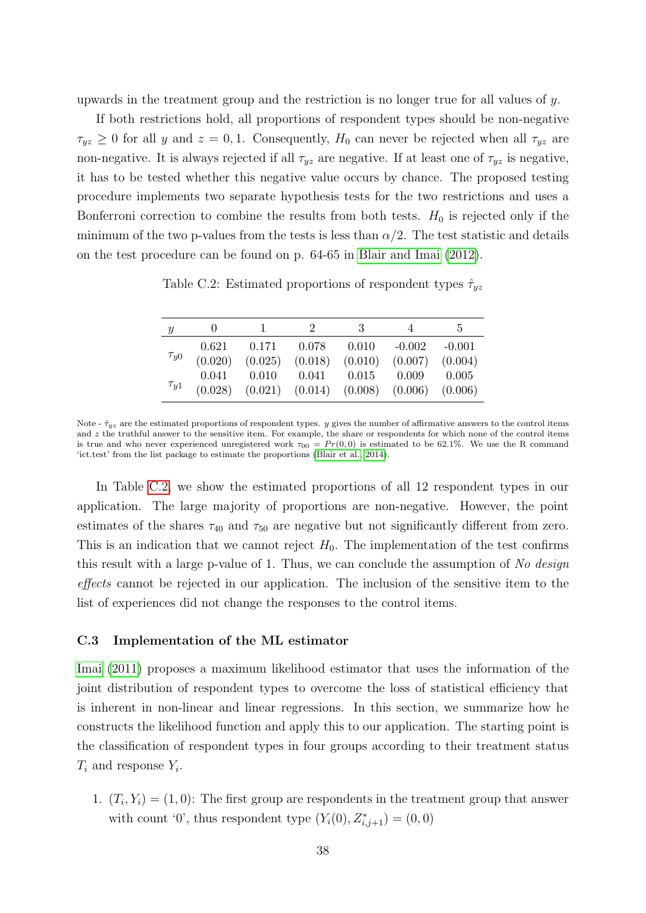upwards in the treatment group and the restriction is no longer true for all values of $y$.

If both restrictions hold, all proportions of respondent types should be non-negative $\tau_{yz} \geq 0$ for all $y$ and $z = 0, 1$. Consequently, $H_0$ can never be rejected when all $\tau_{yz}$ are non-negative. It is always rejected if all $\tau_{yz}$ are negative. If at least one of $\tau_{yz}$ is negative, it has to be tested whether this negative value occurs by chance. The proposed testing procedure implements two separate hypothesis tests for the two restrictions and uses a Bonferroni correction to combine the results from both tests. $H_0$ is rejected only if the minimum of the two p-values from the tests is less than $\alpha/2$. The test statistic and details on the test procedure can be found on p. 64-65 in Blair and Imai (2012).

Table C.2: Estimated proportions of respondent types $\hat{\tau}_{yz}$

| $y$ | 0 | 1 | 2 | 3 | 4 | 5 |
|---|---|---|---|---|---|---|
| $\tau_{y0}$ | 0.621 | 0.171 | 0.078 | 0.010 | -0.002 | -0.001 |
| | (0.020) | (0.025) | (0.018) | (0.010) | (0.007) | (0.004) |
| $\tau_{y1}$ | 0.041 | 0.010 | 0.041 | 0.015 | 0.009 | 0.005 |
| | (0.028) | (0.021) | (0.014) | (0.008) | (0.006) | (0.006) |

Note - $\hat{\tau}_{yz}$ are the estimated proportions of respondent types. $y$ gives the number of affirmative answers to the control items and $z$ the truthful answer to the sensitive item. For example, the share or respondents for which none of the control items is true and who never experienced unregistered work $\tau_{00} = Pr(0,0)$ is estimated to be 62.1%. We use the R command 'ict.test' from the list package to estimate the proportions (Blair et al., 2014).

In Table C.2, we show the estimated proportions of all 12 respondent types in our application. The large majority of proportions are non-negative. However, the point estimates of the shares $\tau_{40}$ and $\tau_{50}$ are negative but not significantly different from zero. This is an indication that we cannot reject $H_0$. The implementation of the test confirms this result with a large p-value of 1. Thus, we can conclude the assumption of *No design effects* cannot be rejected in our application. The inclusion of the sensitive item to the list of experiences did not change the responses to the control items.

### C.3 Implementation of the ML estimator

Imai (2011) proposes a maximum likelihood estimator that uses the information of the joint distribution of respondent types to overcome the loss of statistical efficiency that is inherent in non-linear and linear regressions. In this section, we summarize how he constructs the likelihood function and apply this to our application. The starting point is the classification of respondent types in four groups according to their treatment status $T_i$ and response $Y_i$.

1. $(T_i, Y_i) = (1, 0)$: The first group are respondents in the treatment group that answer with count '0', thus respondent type $(Y_i(0), Z^*_{i,j+1}) = (0, 0)$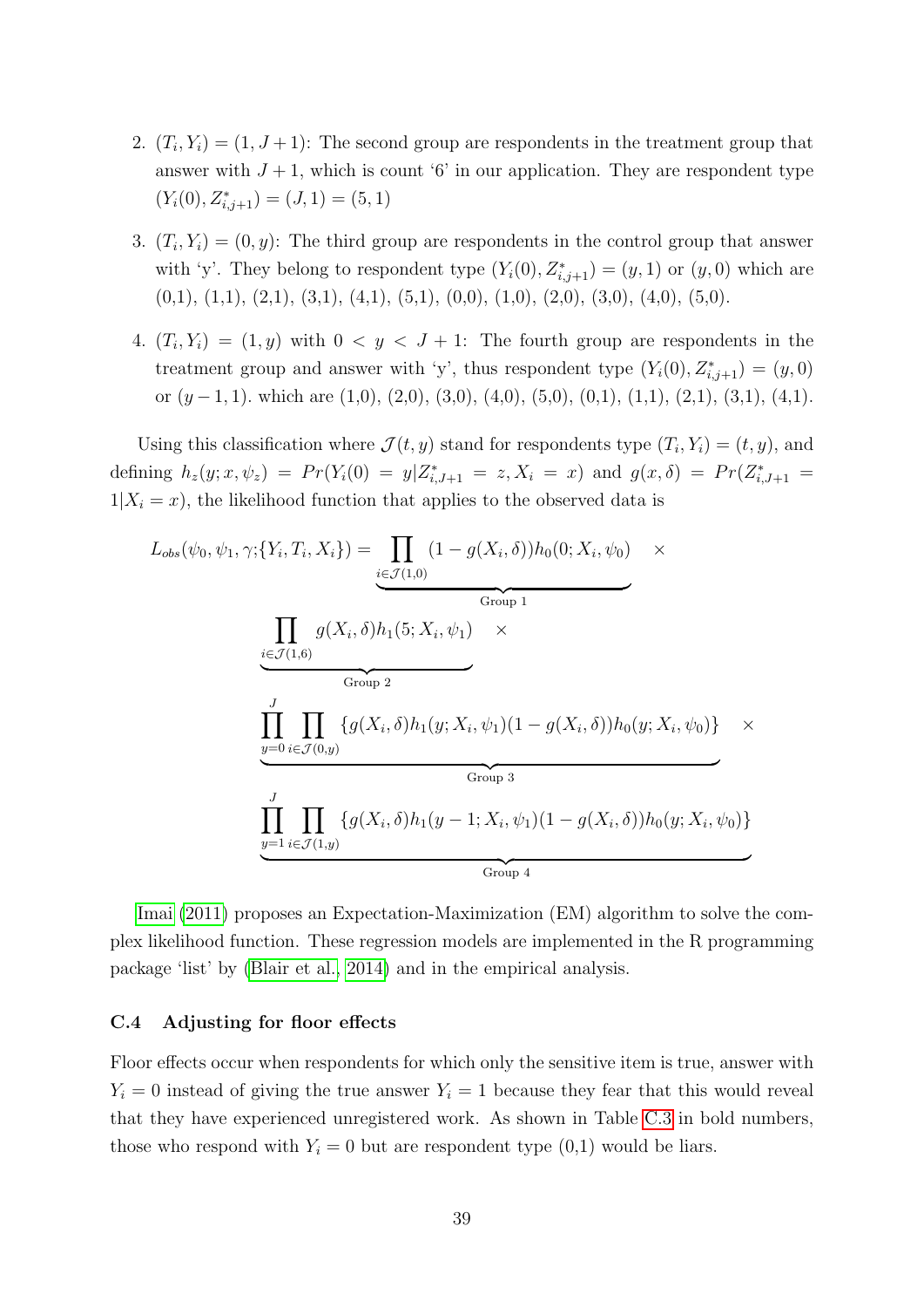2. $(T_i, Y_i) = (1, J+1)$: The second group are respondents in the treatment group that answer with $J+1$, which is count '6' in our application. They are respondent type $(Y_i(0), Z^*_{i,j+1}) = (J, 1) = (5, 1)$

3. $(T_i, Y_i) = (0, y)$: The third group are respondents in the control group that answer with 'y'. They belong to respondent type $(Y_i(0), Z^*_{i,j+1}) = (y, 1)$ or $(y, 0)$ which are (0,1), (1,1), (2,1), (3,1), (4,1), (5,1), (0,0), (1,0), (2,0), (3,0), (4,0), (5,0).

4. $(T_i, Y_i) = (1, y)$ with $0 < y < J+1$: The fourth group are respondents in the treatment group and answer with 'y', thus respondent type $(Y_i(0), Z^*_{i,j+1}) = (y, 0)$ or $(y-1, 1)$. which are (1,0), (2,0), (3,0), (4,0), (5,0), (0,1), (1,1), (2,1), (3,1), (4,1).

Using this classification where $\mathcal{J}(t, y)$ stand for respondents type $(T_i, Y_i) = (t, y)$, and defining $h_z(y; x, \psi_z) = Pr(Y_i(0) = y | Z^*_{i,J+1} = z, X_i = x)$ and $g(x, \delta) = Pr(Z^*_{i,J+1} = 1 | X_i = x)$, the likelihood function that applies to the observed data is

$$
\begin{aligned}
L_{obs}(\psi_0, \psi_1, \gamma; \{Y_i, T_i, X_i\}) = & \underbrace{\prod_{i \in \mathcal{J}(1,0)} (1 - g(X_i, \delta)) h_0(0; X_i, \psi_0)}_{\text{Group 1}} \quad \times \\
& \underbrace{\prod_{i \in \mathcal{J}(1,6)} g(X_i, \delta) h_1(5; X_i, \psi_1)}_{\text{Group 2}} \quad \times \\
& \underbrace{\prod_{y=0}^{J} \prod_{i \in \mathcal{J}(0,y)} \{ g(X_i, \delta) h_1(y; X_i, \psi_1)(1 - g(X_i, \delta)) h_0(y; X_i, \psi_0) \}}_{\text{Group 3}} \quad \times \\
& \underbrace{\prod_{y=1}^{J} \prod_{i \in \mathcal{J}(1,y)} \{ g(X_i, \delta) h_1(y-1; X_i, \psi_1)(1 - g(X_i, \delta)) h_0(y; X_i, \psi_0) \}}_{\text{Group 4}}
\end{aligned}
$$

Imai (2011) proposes an Expectation-Maximization (EM) algorithm to solve the complex likelihood function. These regression models are implemented in the R programming package 'list' by (Blair et al., 2014) and in the empirical analysis.

### C.4 Adjusting for floor effects

Floor effects occur when respondents for which only the sensitive item is true, answer with $Y_i = 0$ instead of giving the true answer $Y_i = 1$ because they fear that this would reveal that they have experienced unregistered work. As shown in Table C.3 in bold numbers, those who respond with $Y_i = 0$ but are respondent type (0,1) would be liars.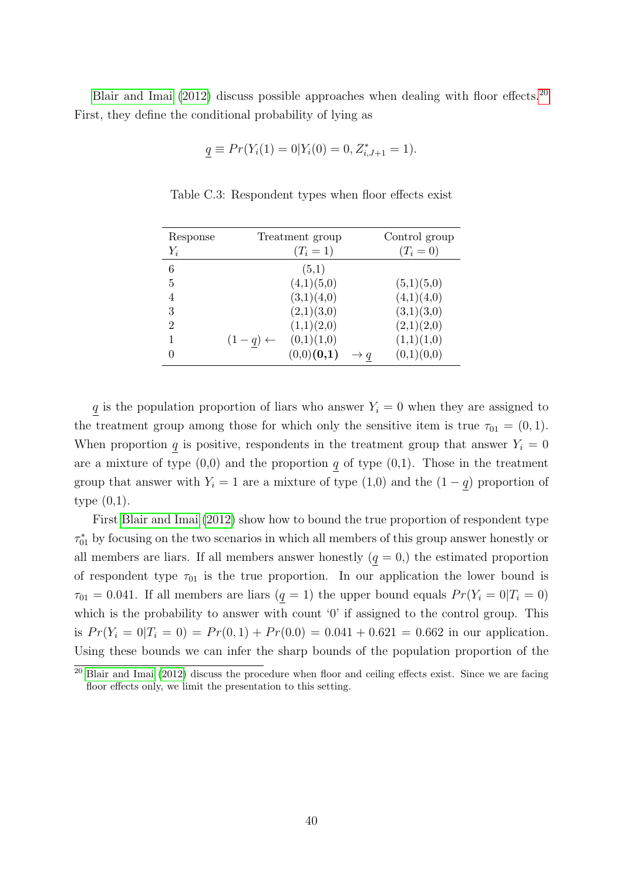Blair and Imai (2012) discuss possible approaches when dealing with floor effects.[20] First, they define the conditional probability of lying as

$$\underline{q} \equiv Pr(Y_i(1) = 0 | Y_i(0) = 0, Z^*_{i,J+1} = 1).$$

Table C.3: Respondent types when floor effects exist

| Response $Y_i$ | | Treatment group ($T_i = 1$) | | Control group ($T_i = 0$) |
|---|---|---|---|---|
| 6 | | (5,1) | | |
| 5 | | (4,1)(5,0) | | (5,1)(5,0) |
| 4 | | (3,1)(4,0) | | (4,1)(4,0) |
| 3 | | (2,1)(3,0) | | (3,1)(3,0) |
| 2 | | (1,1)(2,0) | | (2,1)(2,0) |
| 1 | $(1-\underline{q}) \leftarrow$ | (0,1)(1,0) | | (1,1)(1,0) |
| 0 | | (0,0)**(0,1)** | $\rightarrow \underline{q}$ | (0,1)(0,0) |

$\underline{q}$ is the population proportion of liars who answer $Y_i = 0$ when they are assigned to the treatment group among those for which only the sensitive item is true $\tau_{01} = (0, 1)$. When proportion $\underline{q}$ is positive, respondents in the treatment group that answer $Y_i = 0$ are a mixture of type (0,0) and the proportion $\underline{q}$ of type (0,1). Those in the treatment group that answer with $Y_i = 1$ are a mixture of type (1,0) and the $(1 - \underline{q})$ proportion of type (0,1).

First Blair and Imai (2012) show how to bound the true proportion of respondent type $\tau^*_{01}$ by focusing on the two scenarios in which all members of this group answer honestly or all members are liars. If all members answer honestly ($\underline{q} = 0$,) the estimated proportion of respondent type $\tau_{01}$ is the true proportion. In our application the lower bound is $\tau_{01} = 0.041$. If all members are liars ($\underline{q} = 1$) the upper bound equals $Pr(Y_i = 0|T_i = 0)$ which is the probability to answer with count '0' if assigned to the control group. This is $Pr(Y_i = 0|T_i = 0) = Pr(0, 1) + Pr(0.0) = 0.041 + 0.621 = 0.662$ in our application. Using these bounds we can infer the sharp bounds of the population proportion of the

[20] Blair and Imai (2012) discuss the procedure when floor and ceiling effects exist. Since we are facing floor effects only, we limit the presentation to this setting.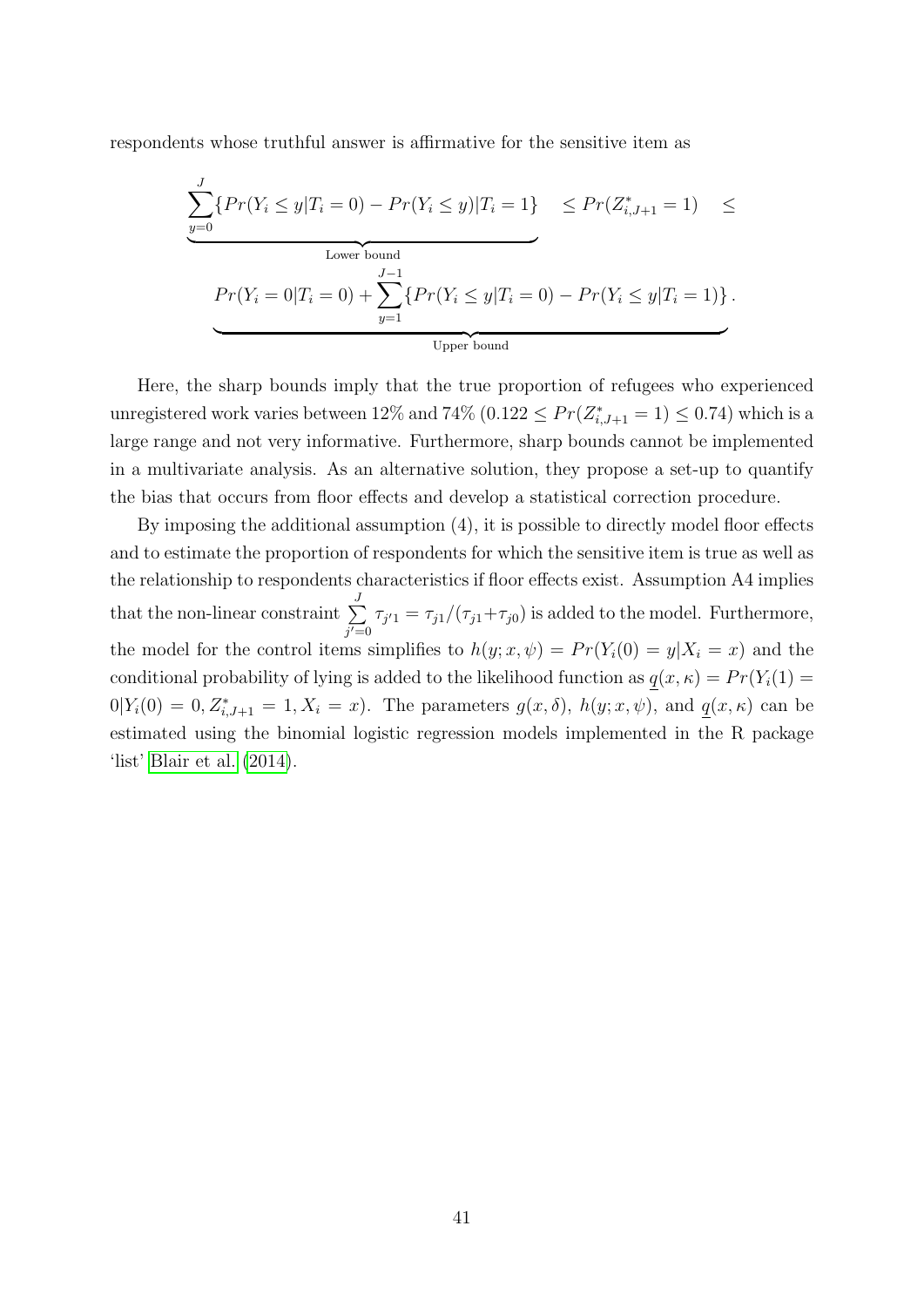respondents whose truthful answer is affirmative for the sensitive item as

$$\underbrace{\sum_{y=0}^{J}\{Pr(Y_i \leq y|T_i = 0) - Pr(Y_i \leq y))|T_i = 1\}}_{\text{Lower bound}} \quad \leq Pr(Z^*_{i,J+1} = 1) \quad \leq$$

$$\underbrace{Pr(Y_i = 0|T_i = 0) + \sum_{y=1}^{J-1}\{Pr(Y_i \leq y|T_i = 0) - Pr(Y_i \leq y|T_i = 1)\}}_{\text{Upper bound}}.$$

Here, the sharp bounds imply that the true proportion of refugees who experienced unregistered work varies between 12% and 74% ($0.122 \leq Pr(Z^*_{i,J+1} = 1) \leq 0.74$) which is a large range and not very informative. Furthermore, sharp bounds cannot be implemented in a multivariate analysis. As an alternative solution, they propose a set-up to quantify the bias that occurs from floor effects and develop a statistical correction procedure.

By imposing the additional assumption (4), it is possible to directly model floor effects and to estimate the proportion of respondents for which the sensitive item is true as well as the relationship to respondents characteristics if floor effects exist. Assumption A4 implies that the non-linear constraint $\sum_{j'=0}^{J} \tau_{j'1} = \tau_{j1}/(\tau_{j1}+\tau_{j0})$ is added to the model. Furthermore, the model for the control items simplifies to $h(y; x, \psi) = Pr(Y_i(0) = y|X_i = x)$ and the conditional probability of lying is added to the likelihood function as $\underline{q}(x, \kappa) = Pr(Y_i(1) = 0|Y_i(0) = 0, Z^*_{i,J+1} = 1, X_i = x)$. The parameters $g(x, \delta)$, $h(y; x, \psi)$, and $\underline{q}(x, \kappa)$ can be estimated using the binomial logistic regression models implemented in the R package 'list' Blair et al. (2014).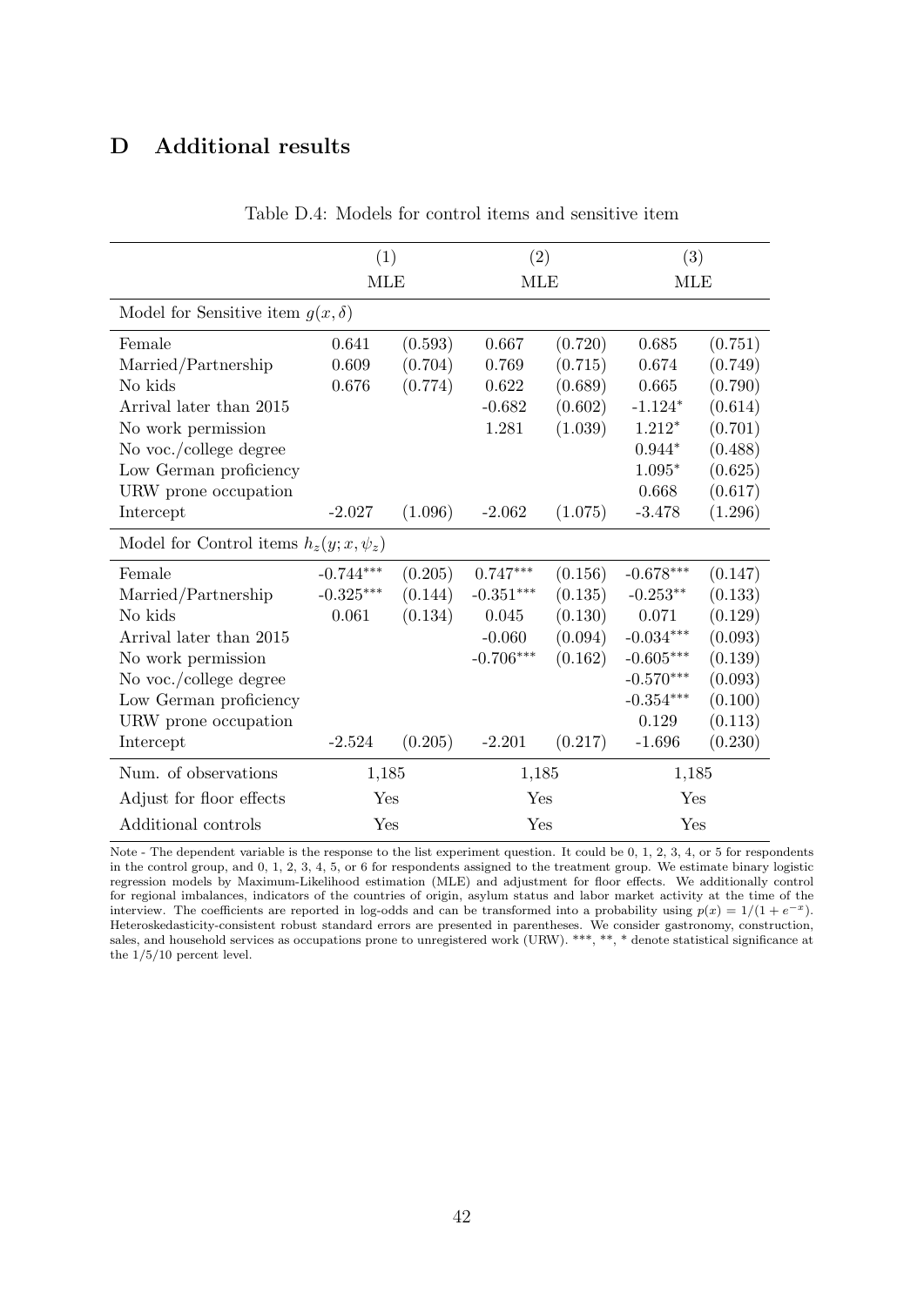## D Additional results

Table D.4: Models for control items and sensitive item

| | (1) | | (2) | | (3) | |
|---|---|---|---|---|---|---|
| | MLE | | MLE | | MLE | |
| **Model for Sensitive item $g(x, \delta)$** | | | | | | |
| Female | 0.641 | (0.593) | 0.667 | (0.720) | 0.685 | (0.751) |
| Married/Partnership | 0.609 | (0.704) | 0.769 | (0.715) | 0.674 | (0.749) |
| No kids | 0.676 | (0.774) | 0.622 | (0.689) | 0.665 | (0.790) |
| Arrival later than 2015 | | | -0.682 | (0.602) | -1.124* | (0.614) |
| No work permission | | | 1.281 | (1.039) | 1.212* | (0.701) |
| No voc./college degree | | | | | 0.944* | (0.488) |
| Low German proficiency | | | | | 1.095* | (0.625) |
| URW prone occupation | | | | | 0.668 | (0.617) |
| Intercept | -2.027 | (1.096) | -2.062 | (1.075) | -3.478 | (1.296) |
| **Model for Control items $h_z(y; x, \psi_z)$** | | | | | | |
| Female | -0.744*** | (0.205) | 0.747*** | (0.156) | -0.678*** | (0.147) |
| Married/Partnership | -0.325*** | (0.144) | -0.351*** | (0.135) | -0.253** | (0.133) |
| No kids | 0.061 | (0.134) | 0.045 | (0.130) | 0.071 | (0.129) |
| Arrival later than 2015 | | | -0.060 | (0.094) | -0.034*** | (0.093) |
| No work permission | | | -0.706*** | (0.162) | -0.605*** | (0.139) |
| No voc./college degree | | | | | -0.570*** | (0.093) |
| Low German proficiency | | | | | -0.354*** | (0.100) |
| URW prone occupation | | | | | 0.129 | (0.113) |
| Intercept | -2.524 | (0.205) | -2.201 | (0.217) | -1.696 | (0.230) |
| Num. of observations | 1,185 | | 1,185 | | 1,185 | |
| Adjust for floor effects | Yes | | Yes | | Yes | |
| Additional controls | Yes | | Yes | | Yes | |

Note - The dependent variable is the response to the list experiment question. It could be 0, 1, 2, 3, 4, or 5 for respondents in the control group, and 0, 1, 2, 3, 4, 5, or 6 for respondents assigned to the treatment group. We estimate binary logistic regression models by Maximum-Likelihood estimation (MLE) and adjustment for floor effects. We additionally control for regional imbalances, indicators of the countries of origin, asylum status and labor market activity at the time of the interview. The coefficients are reported in log-odds and can be transformed into a probability using $p(x) = 1/(1 + e^{-x})$. Heteroskedasticity-consistent robust standard errors are presented in parentheses. We consider gastronomy, construction, sales, and household services as occupations prone to unregistered work (URW). ***, **, * denote statistical significance at the 1/5/10 percent level.